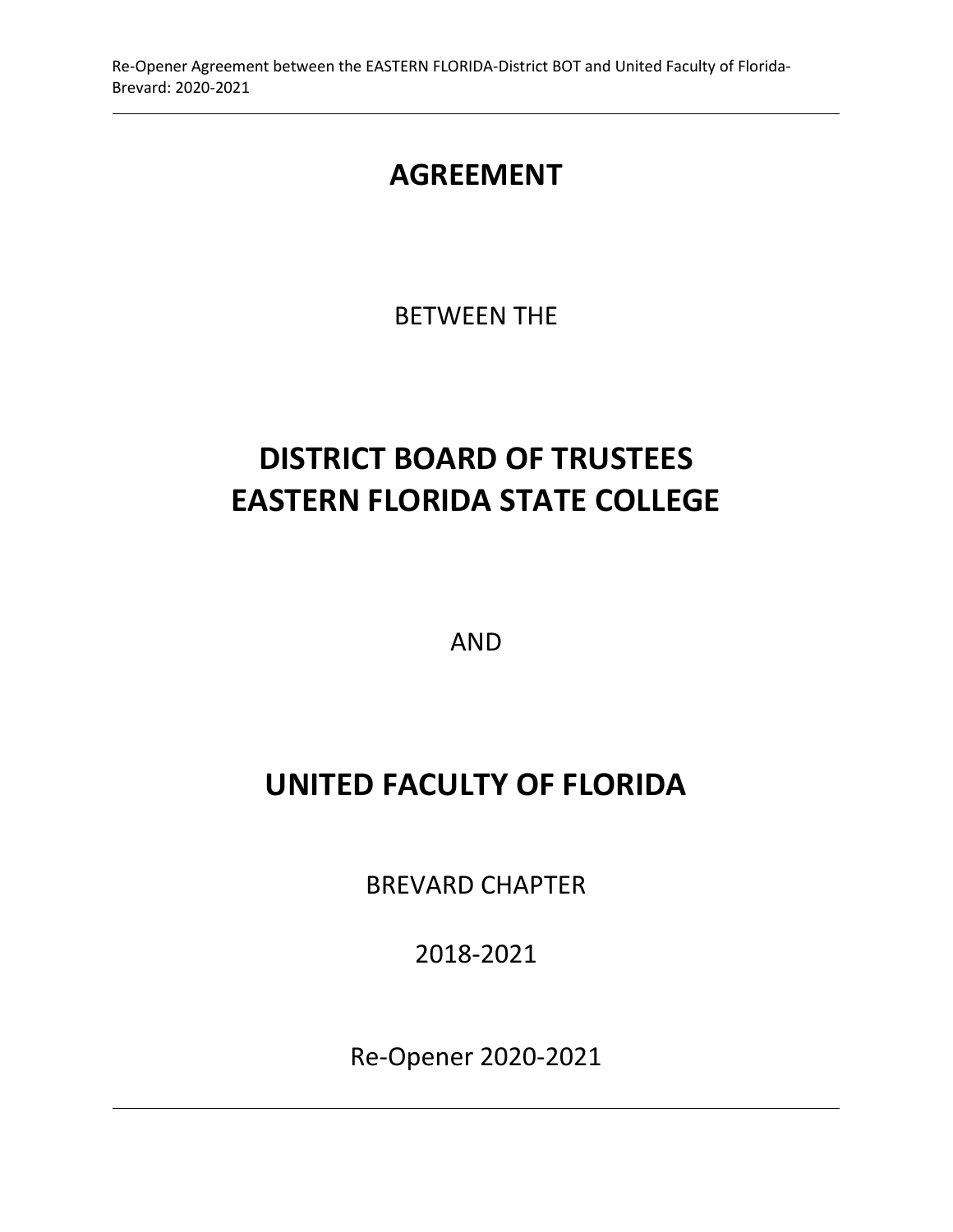# AGREEMENT

BETWEEN THE

# DISTRICT BOARD OF TRUSTEES
# EASTERN FLORIDA STATE COLLEGE

AND

# UNITED FACULTY OF FLORIDA

BREVARD CHAPTER

2018-2021

Re-Opener 2020-2021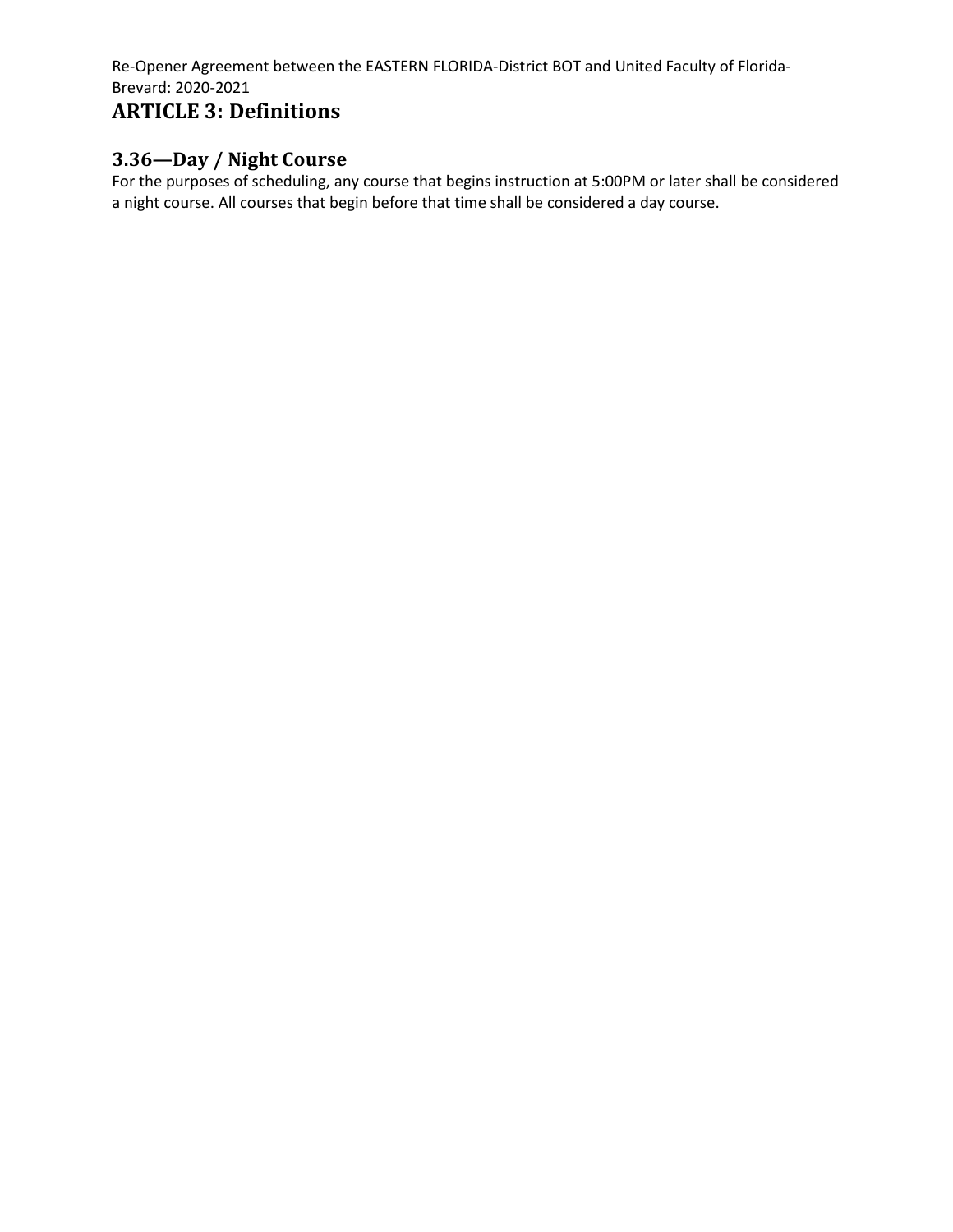# ARTICLE 3: Definitions

## 3.36—Day / Night Course

For the purposes of scheduling, any course that begins instruction at 5:00PM or later shall be considered a night course. All courses that begin before that time shall be considered a day course.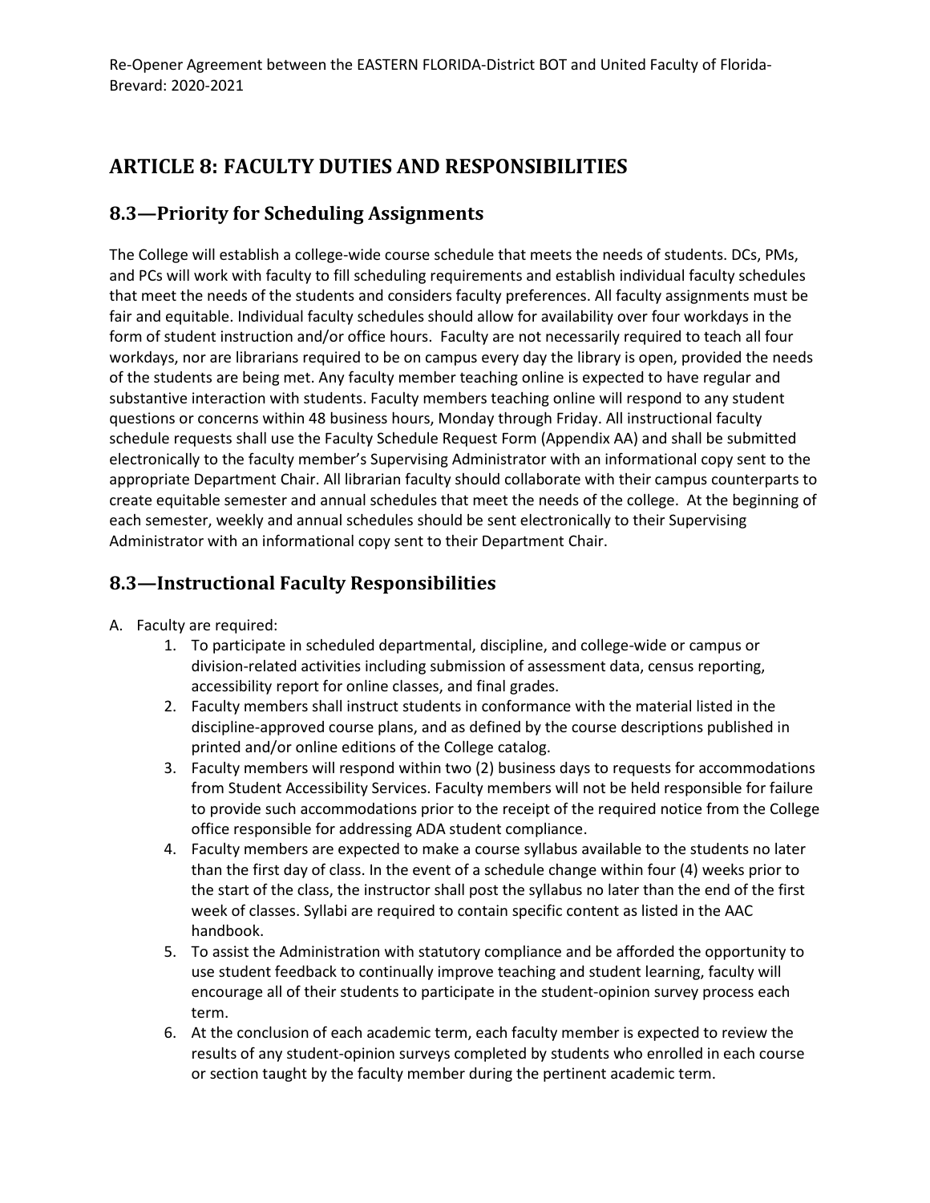## ARTICLE 8: FACULTY DUTIES AND RESPONSIBILITIES

### 8.3—Priority for Scheduling Assignments

The College will establish a college-wide course schedule that meets the needs of students. DCs, PMs, and PCs will work with faculty to fill scheduling requirements and establish individual faculty schedules that meet the needs of the students and considers faculty preferences. All faculty assignments must be fair and equitable. Individual faculty schedules should allow for availability over four workdays in the form of student instruction and/or office hours. Faculty are not necessarily required to teach all four workdays, nor are librarians required to be on campus every day the library is open, provided the needs of the students are being met. Any faculty member teaching online is expected to have regular and substantive interaction with students. Faculty members teaching online will respond to any student questions or concerns within 48 business hours, Monday through Friday. All instructional faculty schedule requests shall use the Faculty Schedule Request Form (Appendix AA) and shall be submitted electronically to the faculty member's Supervising Administrator with an informational copy sent to the appropriate Department Chair. All librarian faculty should collaborate with their campus counterparts to create equitable semester and annual schedules that meet the needs of the college. At the beginning of each semester, weekly and annual schedules should be sent electronically to their Supervising Administrator with an informational copy sent to their Department Chair.

### 8.3—Instructional Faculty Responsibilities

A. Faculty are required:

1. To participate in scheduled departmental, discipline, and college-wide or campus or division-related activities including submission of assessment data, census reporting, accessibility report for online classes, and final grades.
2. Faculty members shall instruct students in conformance with the material listed in the discipline-approved course plans, and as defined by the course descriptions published in printed and/or online editions of the College catalog.
3. Faculty members will respond within two (2) business days to requests for accommodations from Student Accessibility Services. Faculty members will not be held responsible for failure to provide such accommodations prior to the receipt of the required notice from the College office responsible for addressing ADA student compliance.
4. Faculty members are expected to make a course syllabus available to the students no later than the first day of class. In the event of a schedule change within four (4) weeks prior to the start of the class, the instructor shall post the syllabus no later than the end of the first week of classes. Syllabi are required to contain specific content as listed in the AAC handbook.
5. To assist the Administration with statutory compliance and be afforded the opportunity to use student feedback to continually improve teaching and student learning, faculty will encourage all of their students to participate in the student-opinion survey process each term.
6. At the conclusion of each academic term, each faculty member is expected to review the results of any student-opinion surveys completed by students who enrolled in each course or section taught by the faculty member during the pertinent academic term.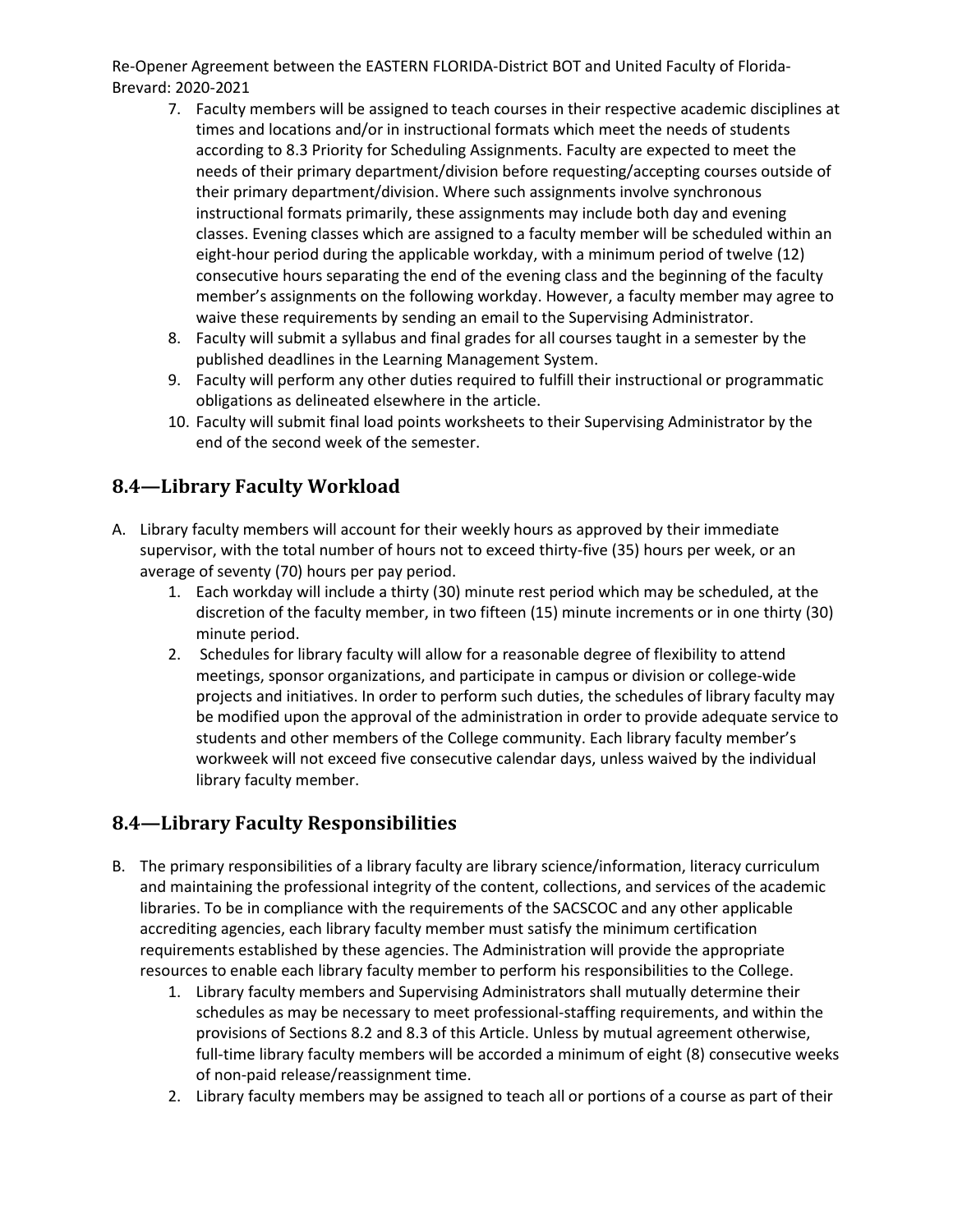7. Faculty members will be assigned to teach courses in their respective academic disciplines at times and locations and/or in instructional formats which meet the needs of students according to 8.3 Priority for Scheduling Assignments. Faculty are expected to meet the needs of their primary department/division before requesting/accepting courses outside of their primary department/division. Where such assignments involve synchronous instructional formats primarily, these assignments may include both day and evening classes. Evening classes which are assigned to a faculty member will be scheduled within an eight-hour period during the applicable workday, with a minimum period of twelve (12) consecutive hours separating the end of the evening class and the beginning of the faculty member's assignments on the following workday. However, a faculty member may agree to waive these requirements by sending an email to the Supervising Administrator.
8. Faculty will submit a syllabus and final grades for all courses taught in a semester by the published deadlines in the Learning Management System.
9. Faculty will perform any other duties required to fulfill their instructional or programmatic obligations as delineated elsewhere in the article.
10. Faculty will submit final load points worksheets to their Supervising Administrator by the end of the second week of the semester.

## 8.4—Library Faculty Workload

A. Library faculty members will account for their weekly hours as approved by their immediate supervisor, with the total number of hours not to exceed thirty-five (35) hours per week, or an average of seventy (70) hours per pay period.
   1. Each workday will include a thirty (30) minute rest period which may be scheduled, at the discretion of the faculty member, in two fifteen (15) minute increments or in one thirty (30) minute period.
   2. Schedules for library faculty will allow for a reasonable degree of flexibility to attend meetings, sponsor organizations, and participate in campus or division or college-wide projects and initiatives. In order to perform such duties, the schedules of library faculty may be modified upon the approval of the administration in order to provide adequate service to students and other members of the College community. Each library faculty member's workweek will not exceed five consecutive calendar days, unless waived by the individual library faculty member.

## 8.4—Library Faculty Responsibilities

B. The primary responsibilities of a library faculty are library science/information, literacy curriculum and maintaining the professional integrity of the content, collections, and services of the academic libraries. To be in compliance with the requirements of the SACSCOC and any other applicable accrediting agencies, each library faculty member must satisfy the minimum certification requirements established by these agencies. The Administration will provide the appropriate resources to enable each library faculty member to perform his responsibilities to the College.
   1. Library faculty members and Supervising Administrators shall mutually determine their schedules as may be necessary to meet professional-staffing requirements, and within the provisions of Sections 8.2 and 8.3 of this Article. Unless by mutual agreement otherwise, full-time library faculty members will be accorded a minimum of eight (8) consecutive weeks of non-paid release/reassignment time.
   2. Library faculty members may be assigned to teach all or portions of a course as part of their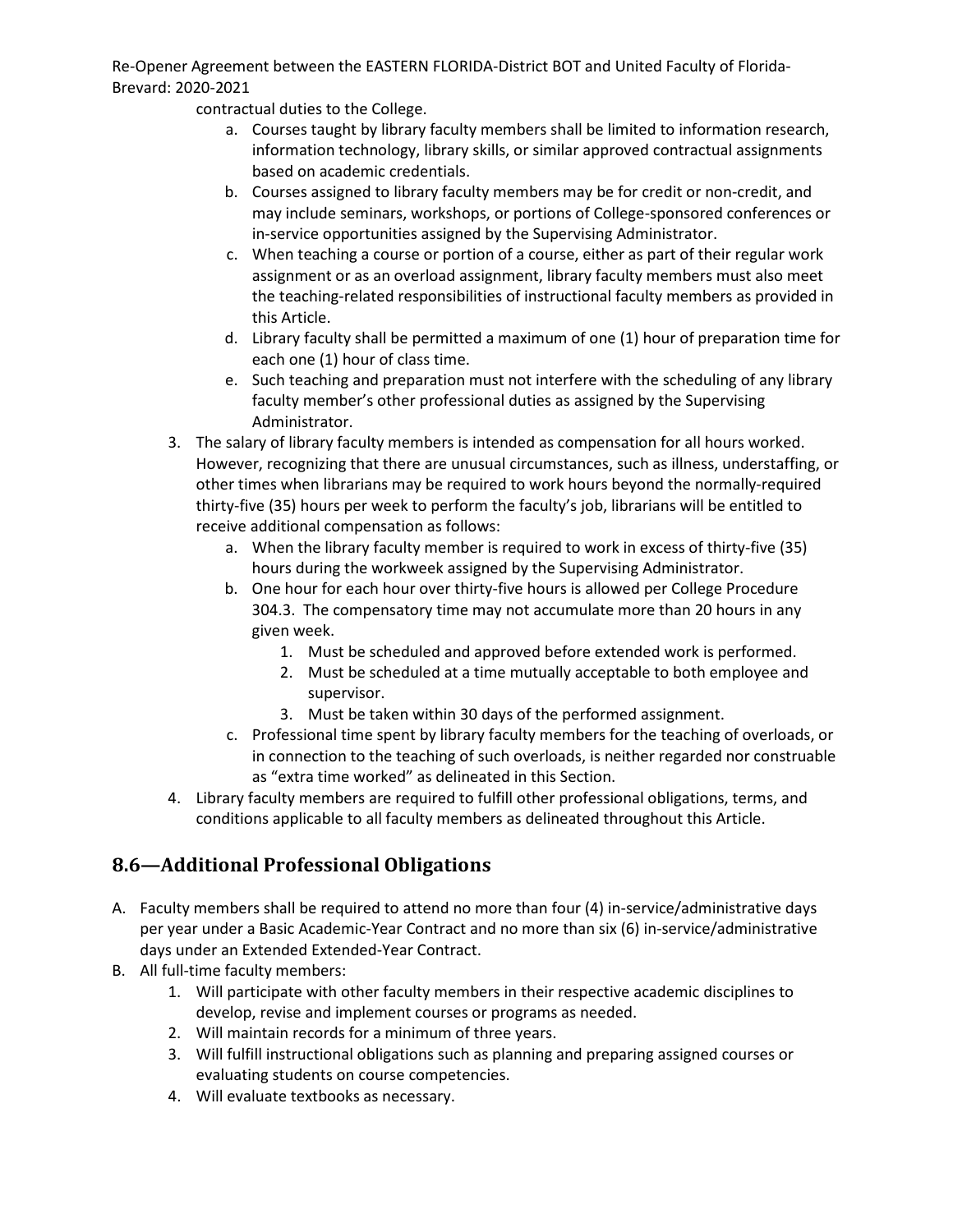contractual duties to the College.

   a. Courses taught by library faculty members shall be limited to information research, information technology, library skills, or similar approved contractual assignments based on academic credentials.
   b. Courses assigned to library faculty members may be for credit or non-credit, and may include seminars, workshops, or portions of College-sponsored conferences or in-service opportunities assigned by the Supervising Administrator.
   c. When teaching a course or portion of a course, either as part of their regular work assignment or as an overload assignment, library faculty members must also meet the teaching-related responsibilities of instructional faculty members as provided in this Article.
   d. Library faculty shall be permitted a maximum of one (1) hour of preparation time for each one (1) hour of class time.
   e. Such teaching and preparation must not interfere with the scheduling of any library faculty member's other professional duties as assigned by the Supervising Administrator.

3. The salary of library faculty members is intended as compensation for all hours worked. However, recognizing that there are unusual circumstances, such as illness, understaffing, or other times when librarians may be required to work hours beyond the normally-required thirty-five (35) hours per week to perform the faculty's job, librarians will be entitled to receive additional compensation as follows:
   a. When the library faculty member is required to work in excess of thirty-five (35) hours during the workweek assigned by the Supervising Administrator.
   b. One hour for each hour over thirty-five hours is allowed per College Procedure 304.3. The compensatory time may not accumulate more than 20 hours in any given week.
      1. Must be scheduled and approved before extended work is performed.
      2. Must be scheduled at a time mutually acceptable to both employee and supervisor.
      3. Must be taken within 30 days of the performed assignment.
   c. Professional time spent by library faculty members for the teaching of overloads, or in connection to the teaching of such overloads, is neither regarded nor construable as "extra time worked" as delineated in this Section.
4. Library faculty members are required to fulfill other professional obligations, terms, and conditions applicable to all faculty members as delineated throughout this Article.

## 8.6—Additional Professional Obligations

A. Faculty members shall be required to attend no more than four (4) in-service/administrative days per year under a Basic Academic-Year Contract and no more than six (6) in-service/administrative days under an Extended Extended-Year Contract.

B. All full-time faculty members:
   1. Will participate with other faculty members in their respective academic disciplines to develop, revise and implement courses or programs as needed.
   2. Will maintain records for a minimum of three years.
   3. Will fulfill instructional obligations such as planning and preparing assigned courses or evaluating students on course competencies.
   4. Will evaluate textbooks as necessary.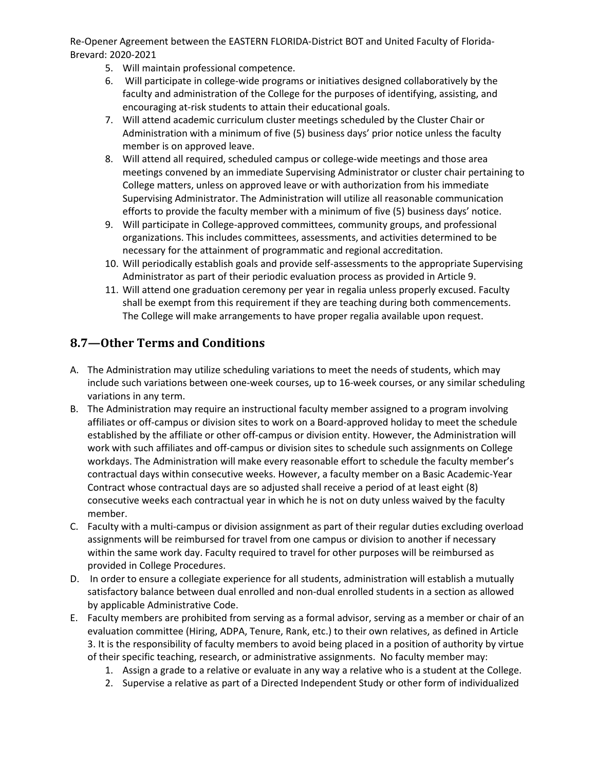5. Will maintain professional competence.
6. Will participate in college-wide programs or initiatives designed collaboratively by the faculty and administration of the College for the purposes of identifying, assisting, and encouraging at-risk students to attain their educational goals.
7. Will attend academic curriculum cluster meetings scheduled by the Cluster Chair or Administration with a minimum of five (5) business days' prior notice unless the faculty member is on approved leave.
8. Will attend all required, scheduled campus or college-wide meetings and those area meetings convened by an immediate Supervising Administrator or cluster chair pertaining to College matters, unless on approved leave or with authorization from his immediate Supervising Administrator. The Administration will utilize all reasonable communication efforts to provide the faculty member with a minimum of five (5) business days' notice.
9. Will participate in College-approved committees, community groups, and professional organizations. This includes committees, assessments, and activities determined to be necessary for the attainment of programmatic and regional accreditation.
10. Will periodically establish goals and provide self-assessments to the appropriate Supervising Administrator as part of their periodic evaluation process as provided in Article 9.
11. Will attend one graduation ceremony per year in regalia unless properly excused. Faculty shall be exempt from this requirement if they are teaching during both commencements. The College will make arrangements to have proper regalia available upon request.

## 8.7—Other Terms and Conditions

A. The Administration may utilize scheduling variations to meet the needs of students, which may include such variations between one-week courses, up to 16-week courses, or any similar scheduling variations in any term.
B. The Administration may require an instructional faculty member assigned to a program involving affiliates or off-campus or division sites to work on a Board-approved holiday to meet the schedule established by the affiliate or other off-campus or division entity. However, the Administration will work with such affiliates and off-campus or division sites to schedule such assignments on College workdays. The Administration will make every reasonable effort to schedule the faculty member's contractual days within consecutive weeks. However, a faculty member on a Basic Academic-Year Contract whose contractual days are so adjusted shall receive a period of at least eight (8) consecutive weeks each contractual year in which he is not on duty unless waived by the faculty member.
C. Faculty with a multi-campus or division assignment as part of their regular duties excluding overload assignments will be reimbursed for travel from one campus or division to another if necessary within the same work day. Faculty required to travel for other purposes will be reimbursed as provided in College Procedures.
D. In order to ensure a collegiate experience for all students, administration will establish a mutually satisfactory balance between dual enrolled and non-dual enrolled students in a section as allowed by applicable Administrative Code.
E. Faculty members are prohibited from serving as a formal advisor, serving as a member or chair of an evaluation committee (Hiring, ADPA, Tenure, Rank, etc.) to their own relatives, as defined in Article 3. It is the responsibility of faculty members to avoid being placed in a position of authority by virtue of their specific teaching, research, or administrative assignments. No faculty member may:
    1. Assign a grade to a relative or evaluate in any way a relative who is a student at the College.
    2. Supervise a relative as part of a Directed Independent Study or other form of individualized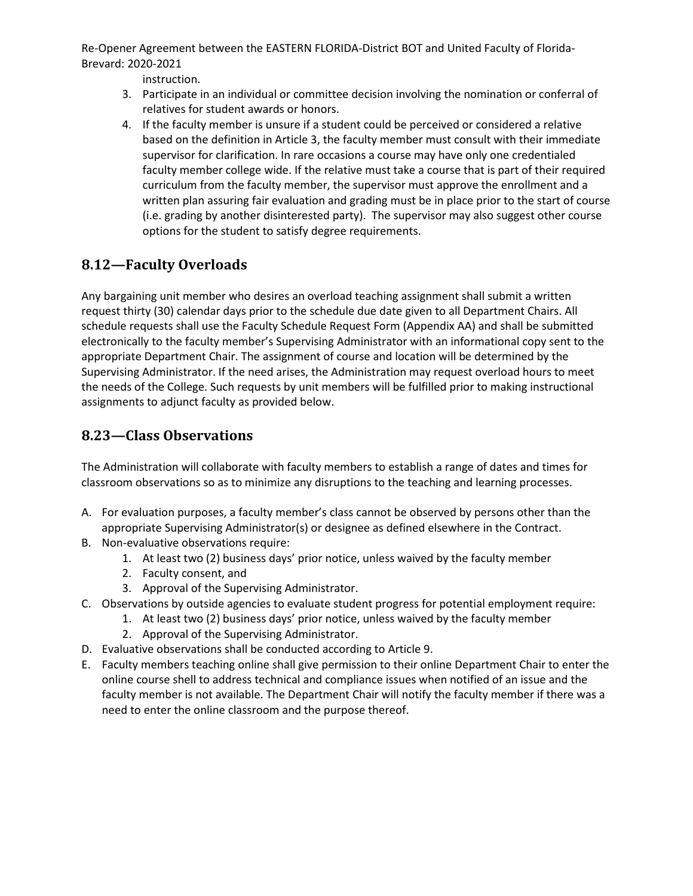instruction.

3. Participate in an individual or committee decision involving the nomination or conferral of relatives for student awards or honors.
4. If the faculty member is unsure if a student could be perceived or considered a relative based on the definition in Article 3, the faculty member must consult with their immediate supervisor for clarification. In rare occasions a course may have only one credentialed faculty member college wide. If the relative must take a course that is part of their required curriculum from the faculty member, the supervisor must approve the enrollment and a written plan assuring fair evaluation and grading must be in place prior to the start of course (i.e. grading by another disinterested party). The supervisor may also suggest other course options for the student to satisfy degree requirements.

## 8.12—Faculty Overloads

Any bargaining unit member who desires an overload teaching assignment shall submit a written request thirty (30) calendar days prior to the schedule due date given to all Department Chairs. All schedule requests shall use the Faculty Schedule Request Form (Appendix AA) and shall be submitted electronically to the faculty member's Supervising Administrator with an informational copy sent to the appropriate Department Chair. The assignment of course and location will be determined by the Supervising Administrator. If the need arises, the Administration may request overload hours to meet the needs of the College. Such requests by unit members will be fulfilled prior to making instructional assignments to adjunct faculty as provided below.

## 8.23—Class Observations

The Administration will collaborate with faculty members to establish a range of dates and times for classroom observations so as to minimize any disruptions to the teaching and learning processes.

A. For evaluation purposes, a faculty member's class cannot be observed by persons other than the appropriate Supervising Administrator(s) or designee as defined elsewhere in the Contract.
B. Non-evaluative observations require:
   1. At least two (2) business days' prior notice, unless waived by the faculty member
   2. Faculty consent, and
   3. Approval of the Supervising Administrator.
C. Observations by outside agencies to evaluate student progress for potential employment require:
   1. At least two (2) business days' prior notice, unless waived by the faculty member
   2. Approval of the Supervising Administrator.
D. Evaluative observations shall be conducted according to Article 9.
E. Faculty members teaching online shall give permission to their online Department Chair to enter the online course shell to address technical and compliance issues when notified of an issue and the faculty member is not available. The Department Chair will notify the faculty member if there was a need to enter the online classroom and the purpose thereof.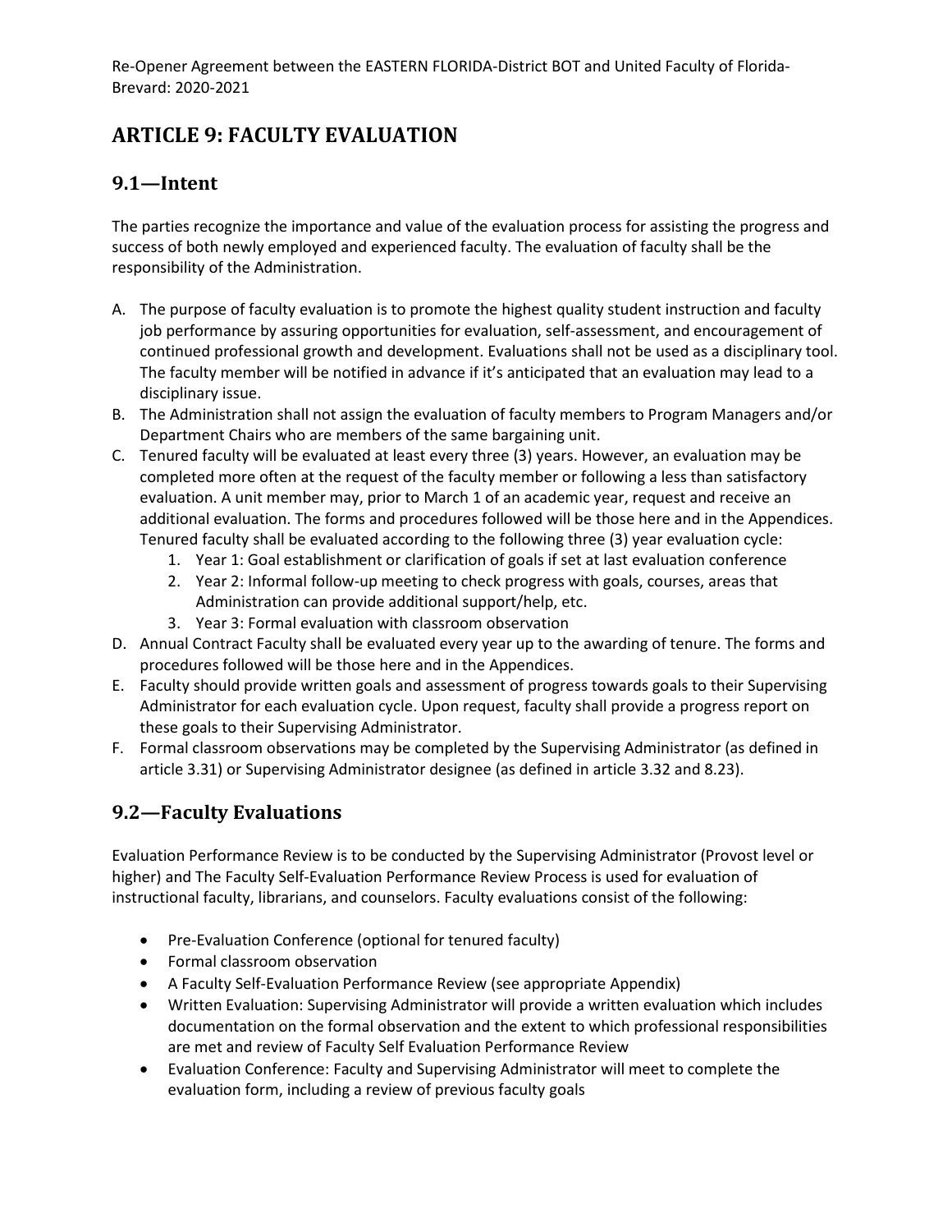# ARTICLE 9: FACULTY EVALUATION

## 9.1—Intent

The parties recognize the importance and value of the evaluation process for assisting the progress and success of both newly employed and experienced faculty. The evaluation of faculty shall be the responsibility of the Administration.

A. The purpose of faculty evaluation is to promote the highest quality student instruction and faculty job performance by assuring opportunities for evaluation, self-assessment, and encouragement of continued professional growth and development. Evaluations shall not be used as a disciplinary tool. The faculty member will be notified in advance if it's anticipated that an evaluation may lead to a disciplinary issue.
B. The Administration shall not assign the evaluation of faculty members to Program Managers and/or Department Chairs who are members of the same bargaining unit.
C. Tenured faculty will be evaluated at least every three (3) years. However, an evaluation may be completed more often at the request of the faculty member or following a less than satisfactory evaluation. A unit member may, prior to March 1 of an academic year, request and receive an additional evaluation. The forms and procedures followed will be those here and in the Appendices. Tenured faculty shall be evaluated according to the following three (3) year evaluation cycle:
    1. Year 1: Goal establishment or clarification of goals if set at last evaluation conference
    2. Year 2: Informal follow-up meeting to check progress with goals, courses, areas that Administration can provide additional support/help, etc.
    3. Year 3: Formal evaluation with classroom observation
D. Annual Contract Faculty shall be evaluated every year up to the awarding of tenure. The forms and procedures followed will be those here and in the Appendices.
E. Faculty should provide written goals and assessment of progress towards goals to their Supervising Administrator for each evaluation cycle. Upon request, faculty shall provide a progress report on these goals to their Supervising Administrator.
F. Formal classroom observations may be completed by the Supervising Administrator (as defined in article 3.31) or Supervising Administrator designee (as defined in article 3.32 and 8.23).

## 9.2—Faculty Evaluations

Evaluation Performance Review is to be conducted by the Supervising Administrator (Provost level or higher) and The Faculty Self-Evaluation Performance Review Process is used for evaluation of instructional faculty, librarians, and counselors. Faculty evaluations consist of the following:

- Pre-Evaluation Conference (optional for tenured faculty)
- Formal classroom observation
- A Faculty Self-Evaluation Performance Review (see appropriate Appendix)
- Written Evaluation: Supervising Administrator will provide a written evaluation which includes documentation on the formal observation and the extent to which professional responsibilities are met and review of Faculty Self Evaluation Performance Review
- Evaluation Conference: Faculty and Supervising Administrator will meet to complete the evaluation form, including a review of previous faculty goals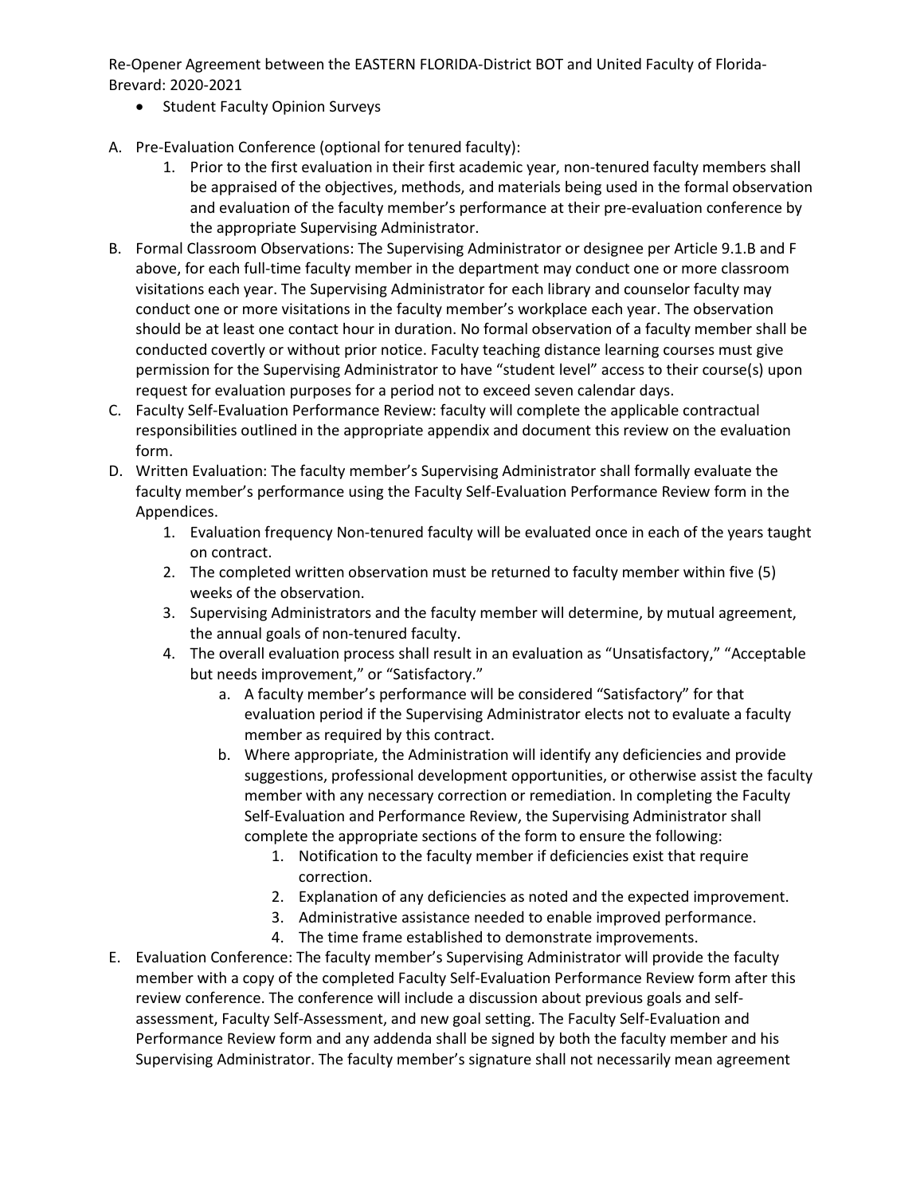- Student Faculty Opinion Surveys

A. Pre-Evaluation Conference (optional for tenured faculty):
   1. Prior to the first evaluation in their first academic year, non-tenured faculty members shall be appraised of the objectives, methods, and materials being used in the formal observation and evaluation of the faculty member's performance at their pre-evaluation conference by the appropriate Supervising Administrator.

B. Formal Classroom Observations: The Supervising Administrator or designee per Article 9.1.B and F above, for each full-time faculty member in the department may conduct one or more classroom visitations each year. The Supervising Administrator for each library and counselor faculty may conduct one or more visitations in the faculty member's workplace each year. The observation should be at least one contact hour in duration. No formal observation of a faculty member shall be conducted covertly or without prior notice. Faculty teaching distance learning courses must give permission for the Supervising Administrator to have "student level" access to their course(s) upon request for evaluation purposes for a period not to exceed seven calendar days.

C. Faculty Self-Evaluation Performance Review: faculty will complete the applicable contractual responsibilities outlined in the appropriate appendix and document this review on the evaluation form.

D. Written Evaluation: The faculty member's Supervising Administrator shall formally evaluate the faculty member's performance using the Faculty Self-Evaluation Performance Review form in the Appendices.
   1. Evaluation frequency Non-tenured faculty will be evaluated once in each of the years taught on contract.
   2. The completed written observation must be returned to faculty member within five (5) weeks of the observation.
   3. Supervising Administrators and the faculty member will determine, by mutual agreement, the annual goals of non-tenured faculty.
   4. The overall evaluation process shall result in an evaluation as "Unsatisfactory," "Acceptable but needs improvement," or "Satisfactory."
      a. A faculty member's performance will be considered "Satisfactory" for that evaluation period if the Supervising Administrator elects not to evaluate a faculty member as required by this contract.
      b. Where appropriate, the Administration will identify any deficiencies and provide suggestions, professional development opportunities, or otherwise assist the faculty member with any necessary correction or remediation. In completing the Faculty Self-Evaluation and Performance Review, the Supervising Administrator shall complete the appropriate sections of the form to ensure the following:
         1. Notification to the faculty member if deficiencies exist that require correction.
         2. Explanation of any deficiencies as noted and the expected improvement.
         3. Administrative assistance needed to enable improved performance.
         4. The time frame established to demonstrate improvements.

E. Evaluation Conference: The faculty member's Supervising Administrator will provide the faculty member with a copy of the completed Faculty Self-Evaluation Performance Review form after this review conference. The conference will include a discussion about previous goals and self-assessment, Faculty Self-Assessment, and new goal setting. The Faculty Self-Evaluation and Performance Review form and any addenda shall be signed by both the faculty member and his Supervising Administrator. The faculty member's signature shall not necessarily mean agreement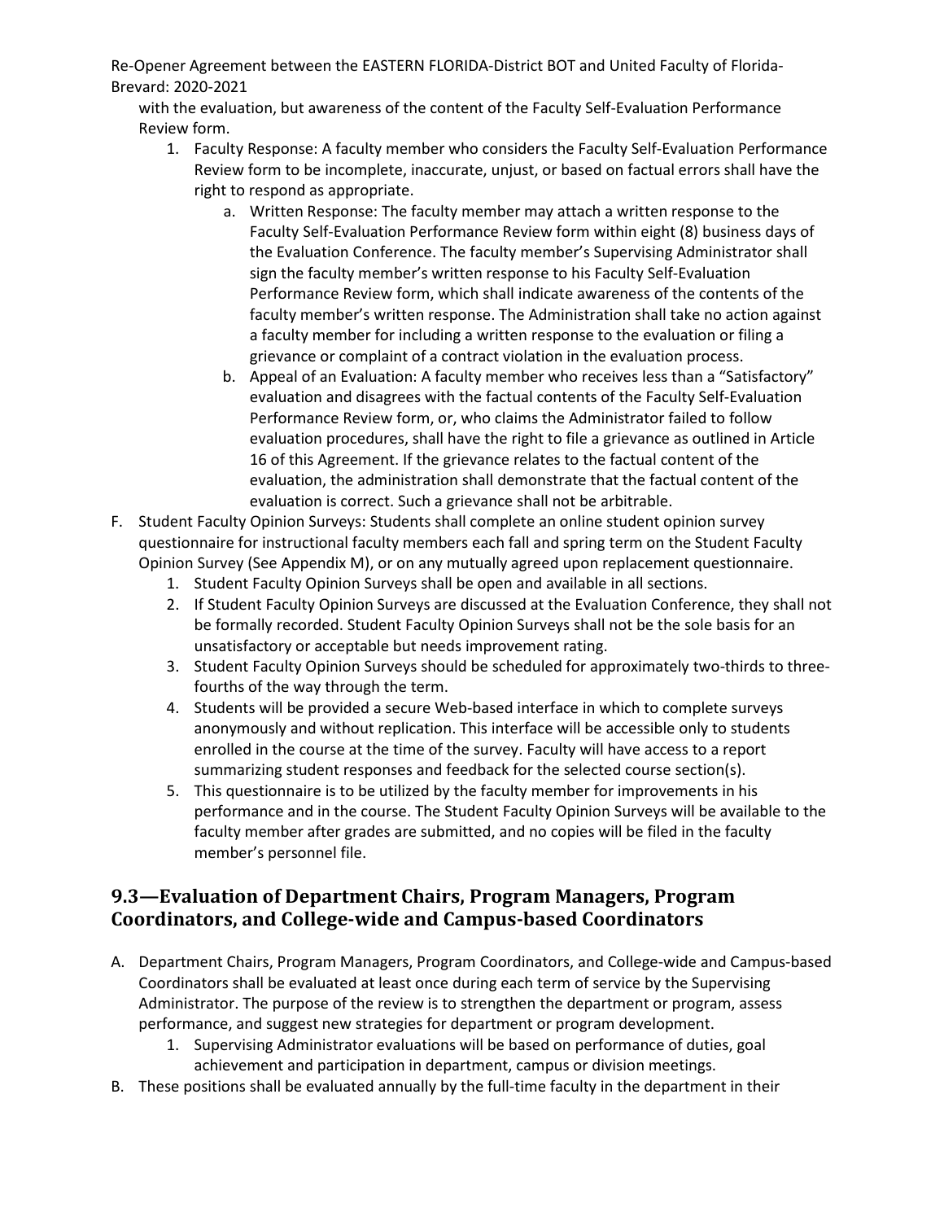with the evaluation, but awareness of the content of the Faculty Self-Evaluation Performance Review form.

1. Faculty Response: A faculty member who considers the Faculty Self-Evaluation Performance Review form to be incomplete, inaccurate, unjust, or based on factual errors shall have the right to respond as appropriate.
    a. Written Response: The faculty member may attach a written response to the Faculty Self-Evaluation Performance Review form within eight (8) business days of the Evaluation Conference. The faculty member's Supervising Administrator shall sign the faculty member's written response to his Faculty Self-Evaluation Performance Review form, which shall indicate awareness of the contents of the faculty member's written response. The Administration shall take no action against a faculty member for including a written response to the evaluation or filing a grievance or complaint of a contract violation in the evaluation process.
    b. Appeal of an Evaluation: A faculty member who receives less than a "Satisfactory" evaluation and disagrees with the factual contents of the Faculty Self-Evaluation Performance Review form, or, who claims the Administrator failed to follow evaluation procedures, shall have the right to file a grievance as outlined in Article 16 of this Agreement. If the grievance relates to the factual content of the evaluation, the administration shall demonstrate that the factual content of the evaluation is correct. Such a grievance shall not be arbitrable.

F. Student Faculty Opinion Surveys: Students shall complete an online student opinion survey questionnaire for instructional faculty members each fall and spring term on the Student Faculty Opinion Survey (See Appendix M), or on any mutually agreed upon replacement questionnaire.
    1. Student Faculty Opinion Surveys shall be open and available in all sections.
    2. If Student Faculty Opinion Surveys are discussed at the Evaluation Conference, they shall not be formally recorded. Student Faculty Opinion Surveys shall not be the sole basis for an unsatisfactory or acceptable but needs improvement rating.
    3. Student Faculty Opinion Surveys should be scheduled for approximately two-thirds to three-fourths of the way through the term.
    4. Students will be provided a secure Web-based interface in which to complete surveys anonymously and without replication. This interface will be accessible only to students enrolled in the course at the time of the survey. Faculty will have access to a report summarizing student responses and feedback for the selected course section(s).
    5. This questionnaire is to be utilized by the faculty member for improvements in his performance and in the course. The Student Faculty Opinion Surveys will be available to the faculty member after grades are submitted, and no copies will be filed in the faculty member's personnel file.

## 9.3—Evaluation of Department Chairs, Program Managers, Program Coordinators, and College-wide and Campus-based Coordinators

A. Department Chairs, Program Managers, Program Coordinators, and College-wide and Campus-based Coordinators shall be evaluated at least once during each term of service by the Supervising Administrator. The purpose of the review is to strengthen the department or program, assess performance, and suggest new strategies for department or program development.
    1. Supervising Administrator evaluations will be based on performance of duties, goal achievement and participation in department, campus or division meetings.

B. These positions shall be evaluated annually by the full-time faculty in the department in their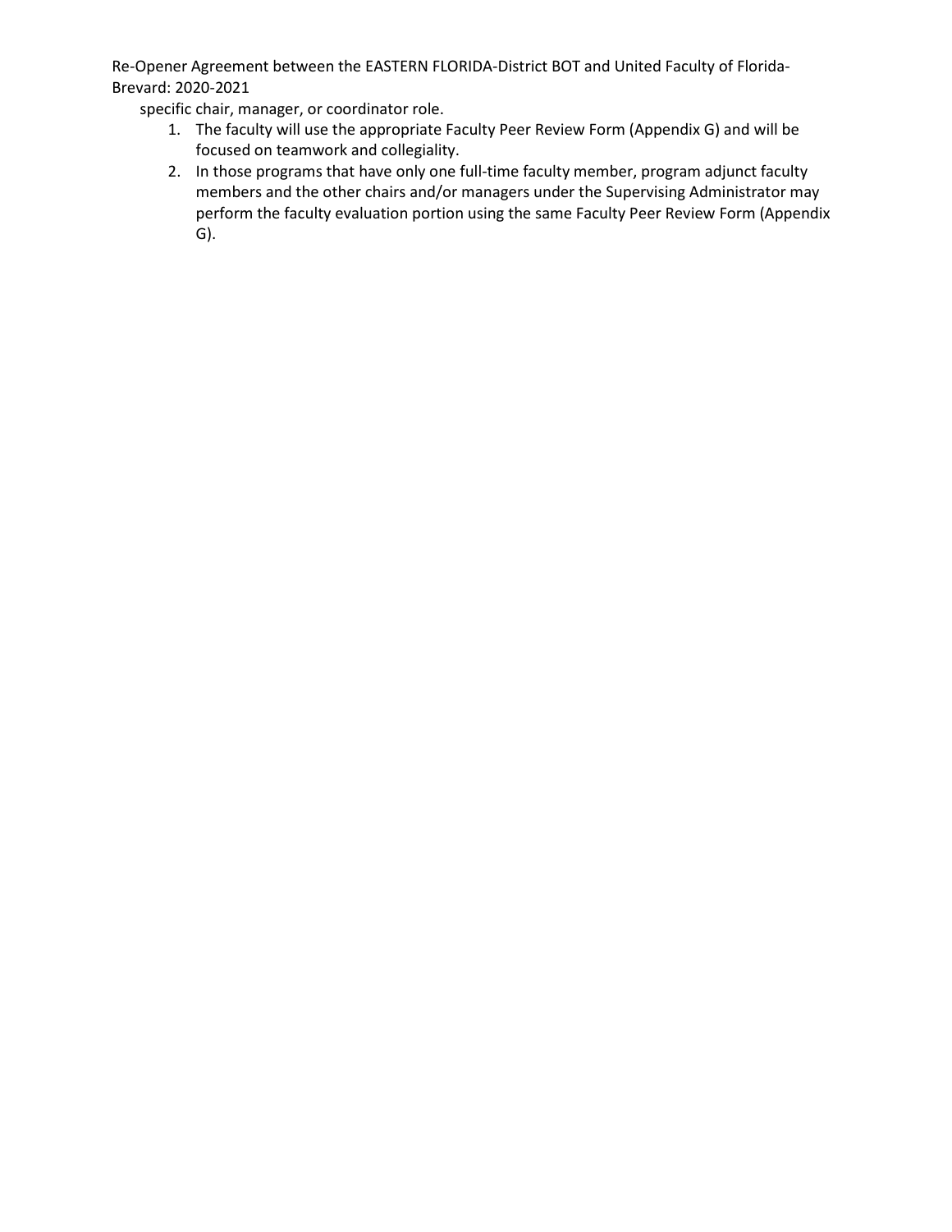specific chair, manager, or coordinator role.

1. The faculty will use the appropriate Faculty Peer Review Form (Appendix G) and will be focused on teamwork and collegiality.
2. In those programs that have only one full-time faculty member, program adjunct faculty members and the other chairs and/or managers under the Supervising Administrator may perform the faculty evaluation portion using the same Faculty Peer Review Form (Appendix G).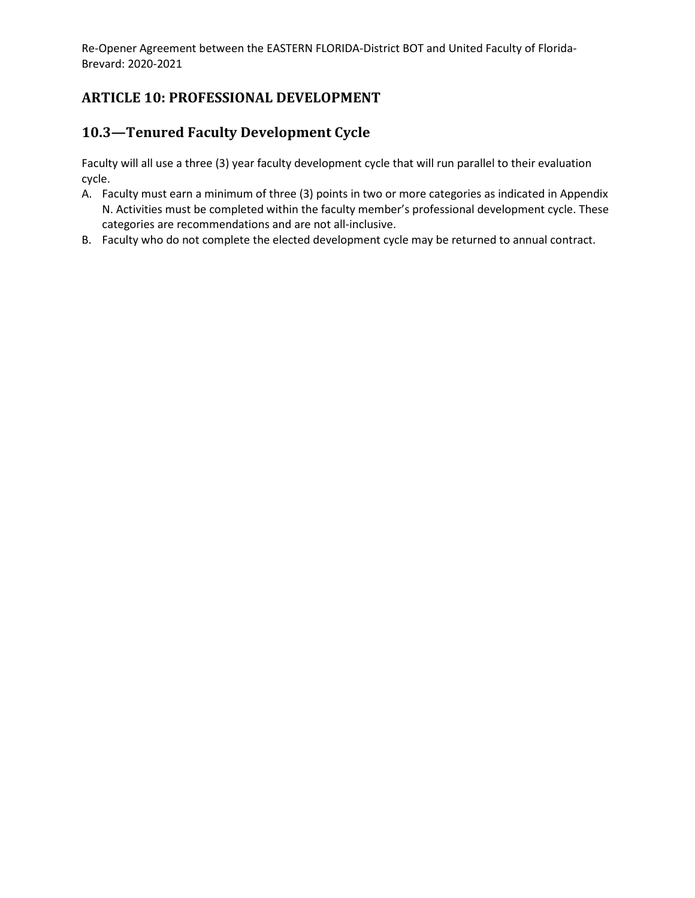## ARTICLE 10: PROFESSIONAL DEVELOPMENT

### 10.3—Tenured Faculty Development Cycle

Faculty will all use a three (3) year faculty development cycle that will run parallel to their evaluation cycle.

A. Faculty must earn a minimum of three (3) points in two or more categories as indicated in Appendix N. Activities must be completed within the faculty member's professional development cycle. These categories are recommendations and are not all-inclusive.
B. Faculty who do not complete the elected development cycle may be returned to annual contract.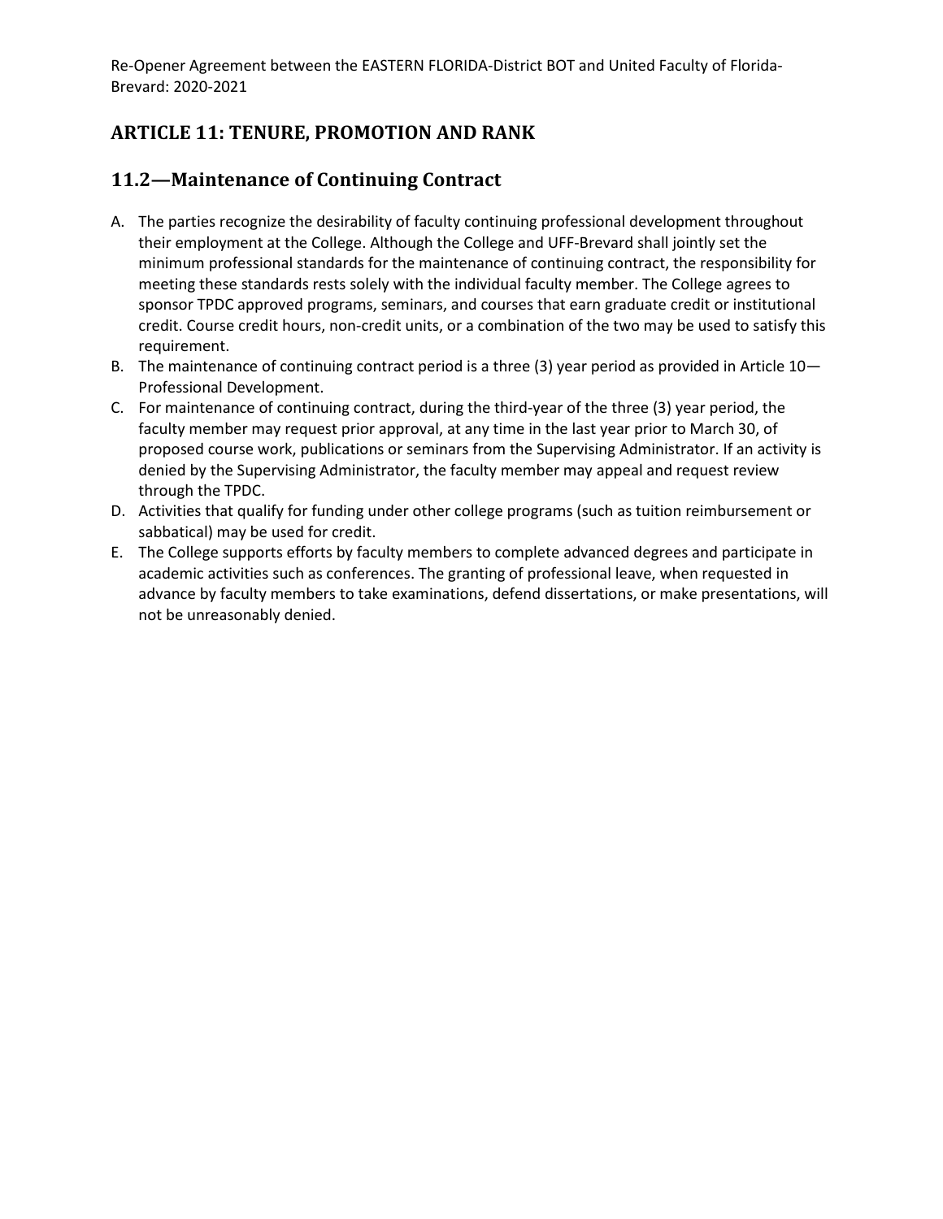## ARTICLE 11: TENURE, PROMOTION AND RANK

### 11.2—Maintenance of Continuing Contract

A. The parties recognize the desirability of faculty continuing professional development throughout their employment at the College. Although the College and UFF-Brevard shall jointly set the minimum professional standards for the maintenance of continuing contract, the responsibility for meeting these standards rests solely with the individual faculty member. The College agrees to sponsor TPDC approved programs, seminars, and courses that earn graduate credit or institutional credit. Course credit hours, non-credit units, or a combination of the two may be used to satisfy this requirement.

B. The maintenance of continuing contract period is a three (3) year period as provided in Article 10—Professional Development.

C. For maintenance of continuing contract, during the third-year of the three (3) year period, the faculty member may request prior approval, at any time in the last year prior to March 30, of proposed course work, publications or seminars from the Supervising Administrator. If an activity is denied by the Supervising Administrator, the faculty member may appeal and request review through the TPDC.

D. Activities that qualify for funding under other college programs (such as tuition reimbursement or sabbatical) may be used for credit.

E. The College supports efforts by faculty members to complete advanced degrees and participate in academic activities such as conferences. The granting of professional leave, when requested in advance by faculty members to take examinations, defend dissertations, or make presentations, will not be unreasonably denied.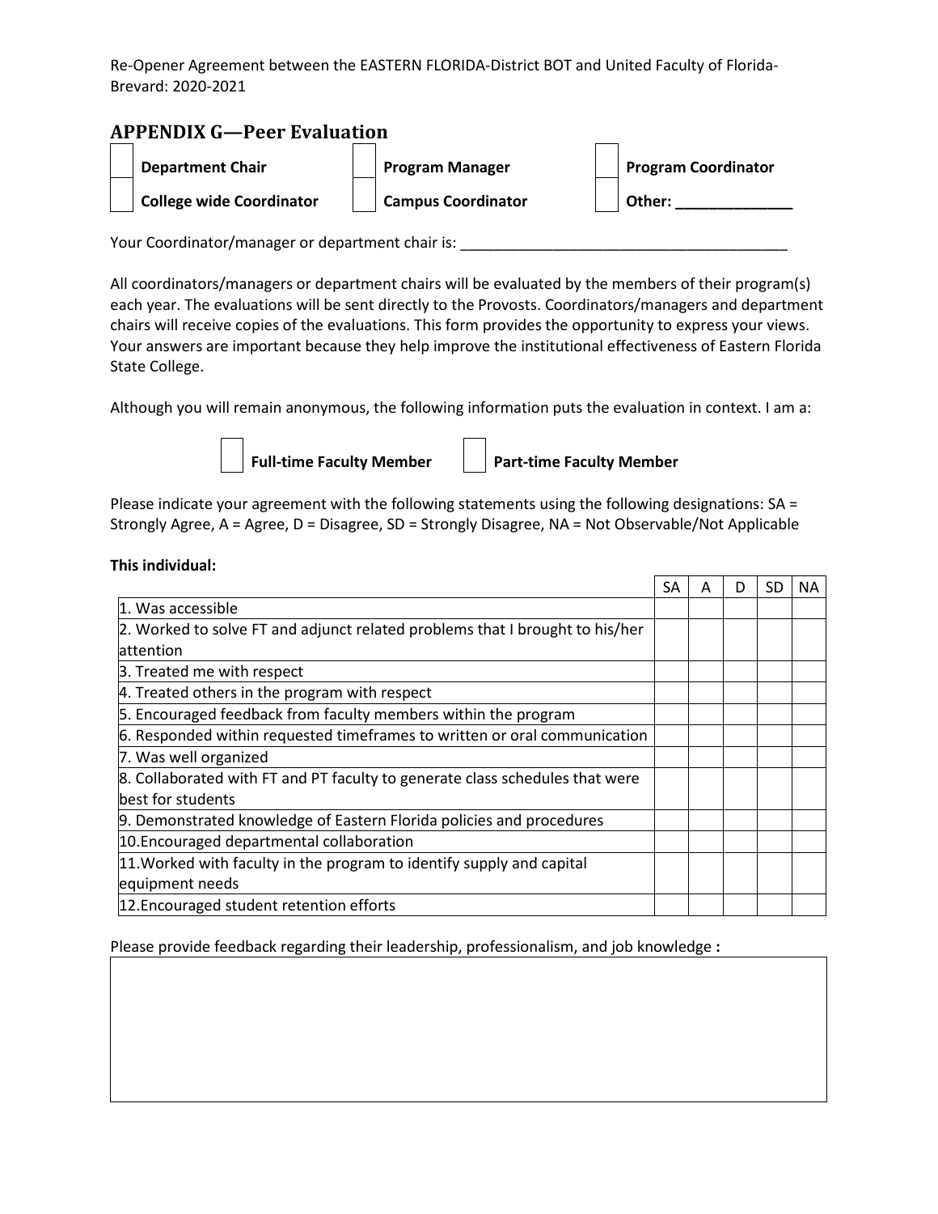## APPENDIX G—Peer Evaluation

| | | |
|---|---|---|
| ☐ **Department Chair** | ☐ **Program Manager** | ☐ **Program Coordinator** |
| ☐ **College wide Coordinator** | ☐ **Campus Coordinator** | ☐ **Other: ______________** |

Your Coordinator/manager or department chair is: ________________________________________

All coordinators/managers or department chairs will be evaluated by the members of their program(s) each year. The evaluations will be sent directly to the Provosts. Coordinators/managers and department chairs will receive copies of the evaluations. This form provides the opportunity to express your views. Your answers are important because they help improve the institutional effectiveness of Eastern Florida State College.

Although you will remain anonymous, the following information puts the evaluation in context. I am a:

☐ **Full-time Faculty Member** ☐ **Part-time Faculty Member**

Please indicate your agreement with the following statements using the following designations: SA = Strongly Agree, A = Agree, D = Disagree, SD = Strongly Disagree, NA = Not Observable/Not Applicable

**This individual:**

| | SA | A | D | SD | NA |
|---|---|---|---|---|---|
| 1. Was accessible | | | | | |
| 2. Worked to solve FT and adjunct related problems that I brought to his/her attention | | | | | |
| 3. Treated me with respect | | | | | |
| 4. Treated others in the program with respect | | | | | |
| 5. Encouraged feedback from faculty members within the program | | | | | |
| 6. Responded within requested timeframes to written or oral communication | | | | | |
| 7. Was well organized | | | | | |
| 8. Collaborated with FT and PT faculty to generate class schedules that were best for students | | | | | |
| 9. Demonstrated knowledge of Eastern Florida policies and procedures | | | | | |
| 10.Encouraged departmental collaboration | | | | | |
| 11.Worked with faculty in the program to identify supply and capital equipment needs | | | | | |
| 12.Encouraged student retention efforts | | | | | |

Please provide feedback regarding their leadership, professionalism, and job knowledge **:**

| |
|---|
| |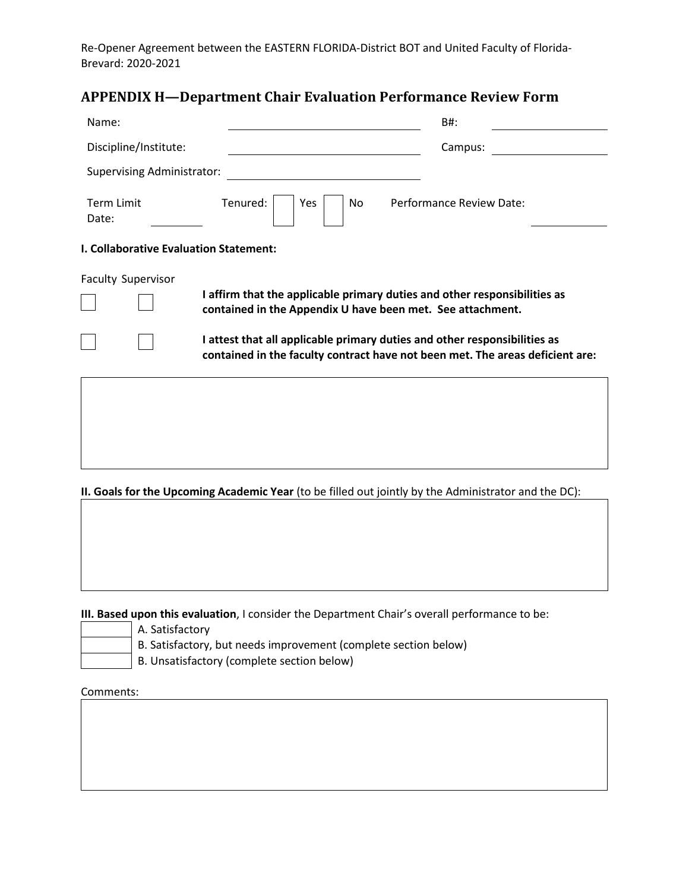Re-Opener Agreement between the EASTERN FLORIDA-District BOT and United Faculty of Florida-Brevard: 2020-2021

## APPENDIX H—Department Chair Evaluation Performance Review Form

Name: ______________________ B#: ______________

Discipline/Institute: ______________________ Campus: ______________

Supervising Administrator: ______________________

Term Limit Date: ________ Tenured: ☐ Yes ☐ No Performance Review Date: ________

**I. Collaborative Evaluation Statement:**

| Faculty | Supervisor | |
|---|---|---|
| ☐ | ☐ | **I affirm that the applicable primary duties and other responsibilities as contained in the Appendix U have been met. See attachment.** |
| ☐ | ☐ | **I attest that all applicable primary duties and other responsibilities as contained in the faculty contract have not been met. The areas deficient are:** |

**II. Goals for the Upcoming Academic Year** (to be filled out jointly by the Administrator and the DC):

**III. Based upon this evaluation**, I consider the Department Chair's overall performance to be:

☐ A. Satisfactory

☐ B. Satisfactory, but needs improvement (complete section below)

☐ B. Unsatisfactory (complete section below)

Comments: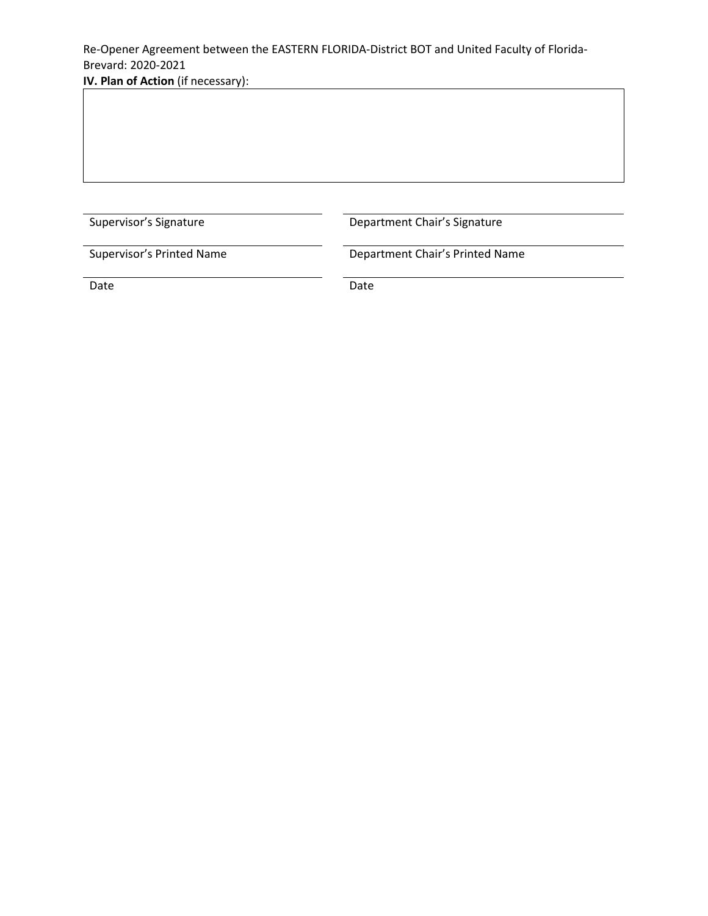Re-Opener Agreement between the EASTERN FLORIDA-District BOT and United Faculty of Florida-Brevard: 2020-2021

**IV. Plan of Action** (if necessary):

| |
|---|
| |

| | |
|---|---|
| Supervisor's Signature | Department Chair's Signature |
| Supervisor's Printed Name | Department Chair's Printed Name |
| Date | Date |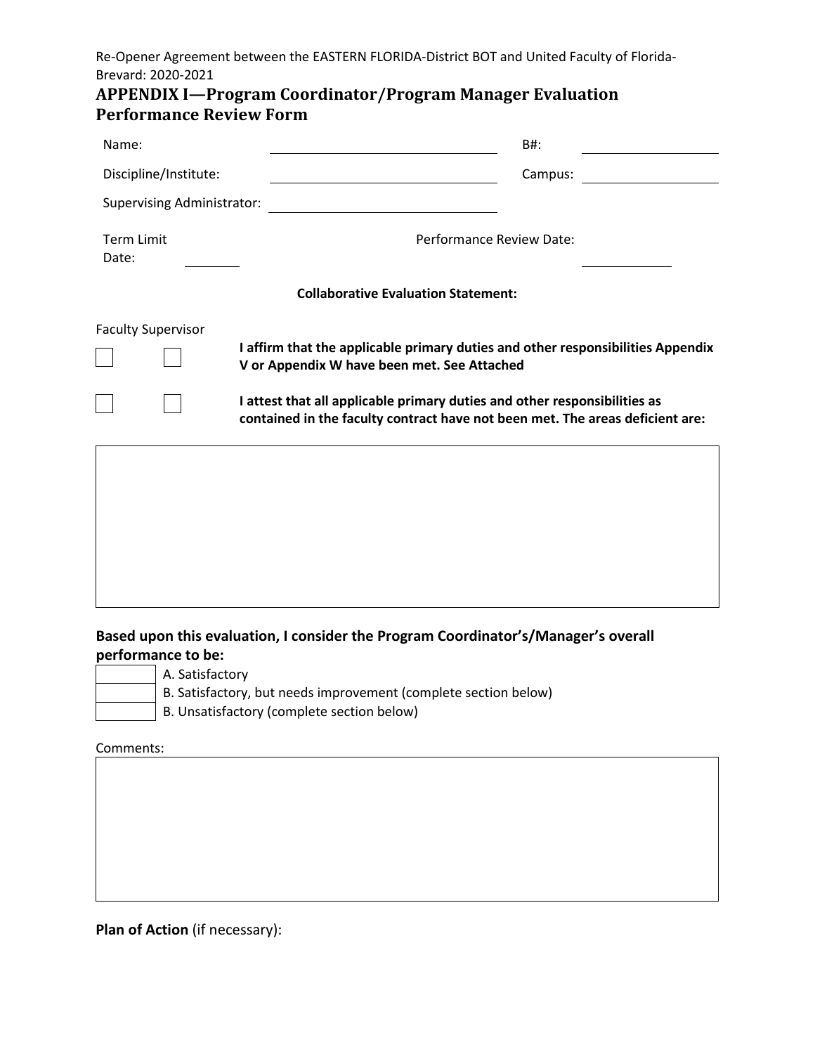Re-Opener Agreement between the EASTERN FLORIDA-District BOT and United Faculty of Florida-Brevard: 2020-2021

## APPENDIX I—Program Coordinator/Program Manager Evaluation Performance Review Form

| | | | |
|---|---|---|---|
| Name: | | B#: | |
| Discipline/Institute: | | Campus: | |
| Supervising Administrator: | | | |
| Term Limit Date: | | Performance Review Date: | |

**Collaborative Evaluation Statement:**

| Faculty | Supervisor | |
|---|---|---|
| ☐ | ☐ | **I affirm that the applicable primary duties and other responsibilities Appendix V or Appendix W have been met. See Attached** |
| ☐ | ☐ | **I attest that all applicable primary duties and other responsibilities as contained in the faculty contract have not been met. The areas deficient are:** |

**Based upon this evaluation, I consider the Program Coordinator's/Manager's overall performance to be:**

| | |
|---|---|
| ☐ | A. Satisfactory |
| ☐ | B. Satisfactory, but needs improvement (complete section below) |
| ☐ | B. Unsatisfactory (complete section below) |

Comments:

**Plan of Action** (if necessary):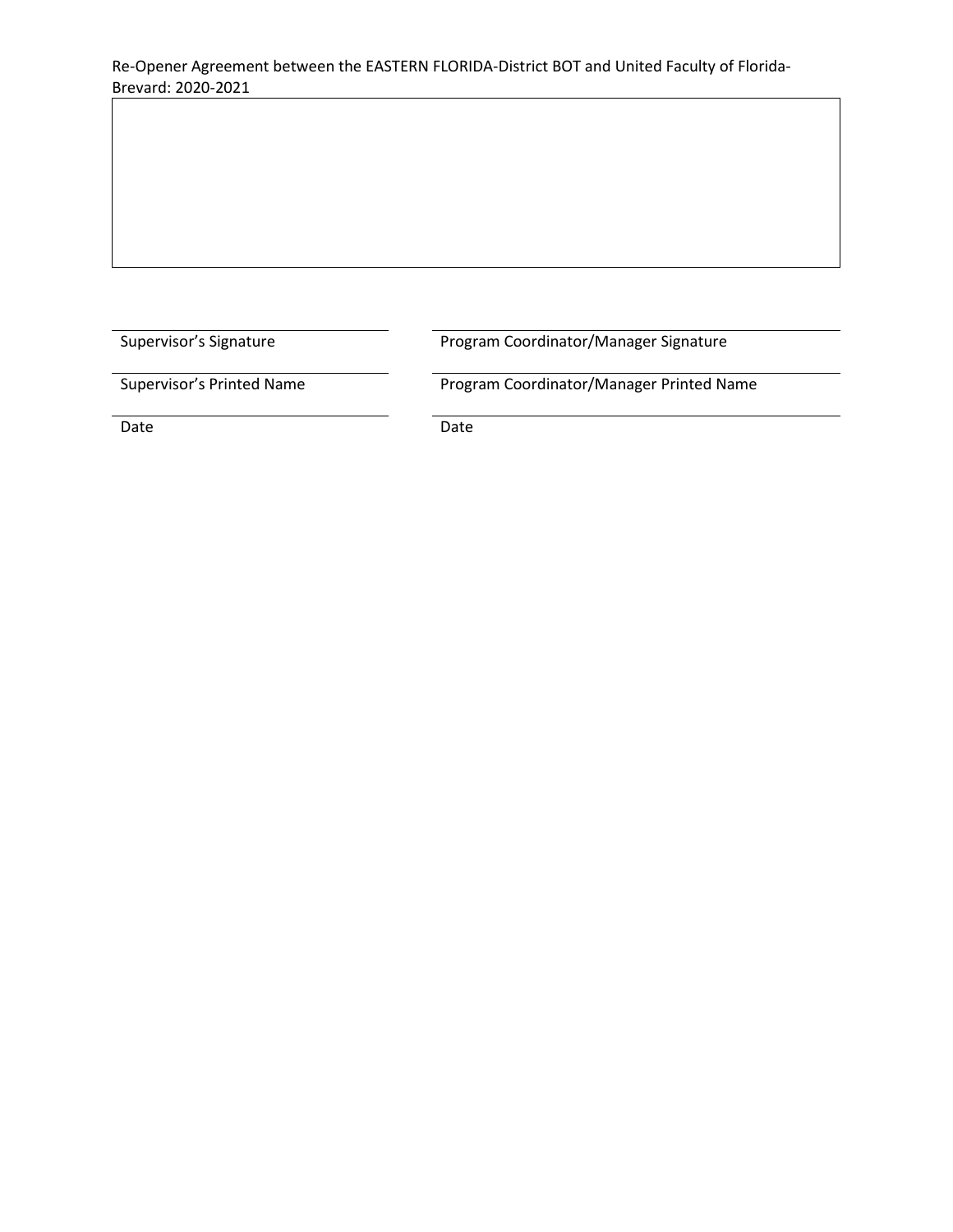| |
|---|
| |

| | |
|---|---|
| Supervisor's Signature | Program Coordinator/Manager Signature |
| Supervisor's Printed Name | Program Coordinator/Manager Printed Name |
| Date | Date |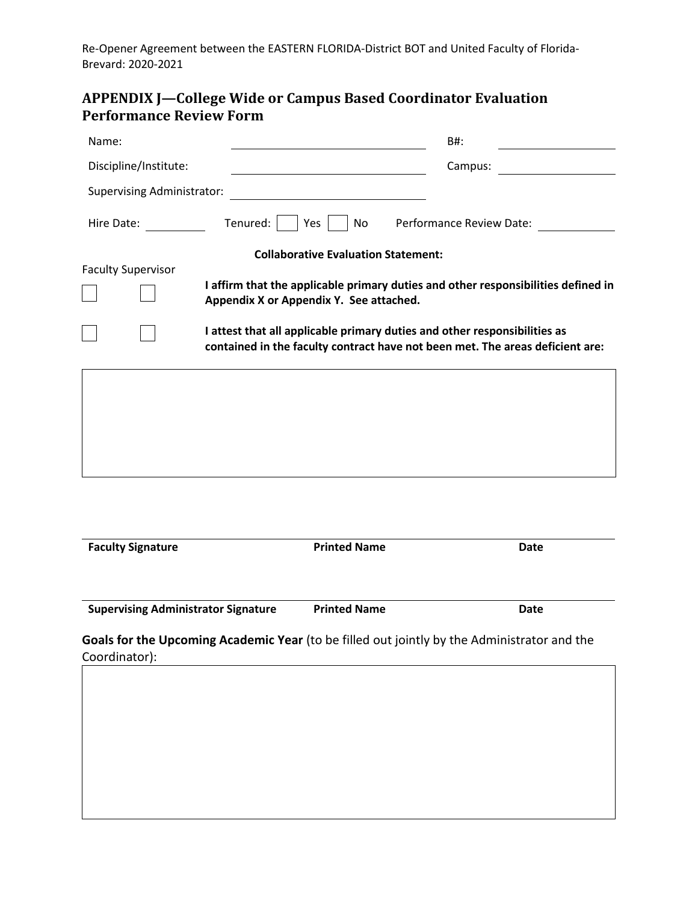## APPENDIX J—College Wide or Campus Based Coordinator Evaluation Performance Review Form

Name: ______________________ B#: ______________

Discipline/Institute: ______________________ Campus: ______________

Supervising Administrator: ______________________

Hire Date: ________ Tenured: ☐ Yes ☐ No Performance Review Date: __________

**Collaborative Evaluation Statement:**

Faculty Supervisor

☐ ☐ **I affirm that the applicable primary duties and other responsibilities defined in Appendix X or Appendix Y. See attached.**

☐ ☐ **I attest that all applicable primary duties and other responsibilities as contained in the faculty contract have not been met. The areas deficient are:**

| |
|---|
| |

| **Faculty Signature** | **Printed Name** | **Date** |
|---|---|---|

| **Supervising Administrator Signature** | **Printed Name** | **Date** |
|---|---|---|

**Goals for the Upcoming Academic Year** (to be filled out jointly by the Administrator and the Coordinator):

| |
|---|
| |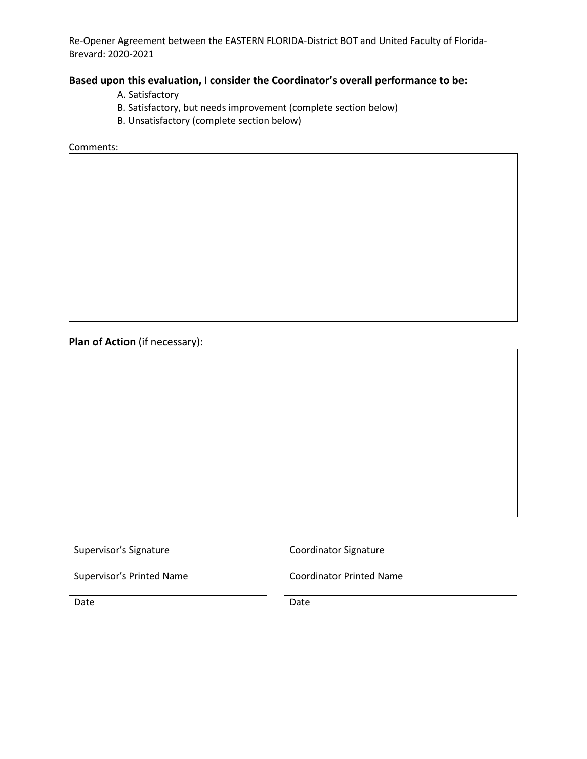**Based upon this evaluation, I consider the Coordinator's overall performance to be:**

| | |
|---|---|
| | A. Satisfactory |
| | B. Satisfactory, but needs improvement (complete section below) |
| | B. Unsatisfactory (complete section below) |

Comments:

**Plan of Action** (if necessary):

| | |
|---|---|
| Supervisor's Signature | Coordinator Signature |
| Supervisor's Printed Name | Coordinator Printed Name |
| Date | Date |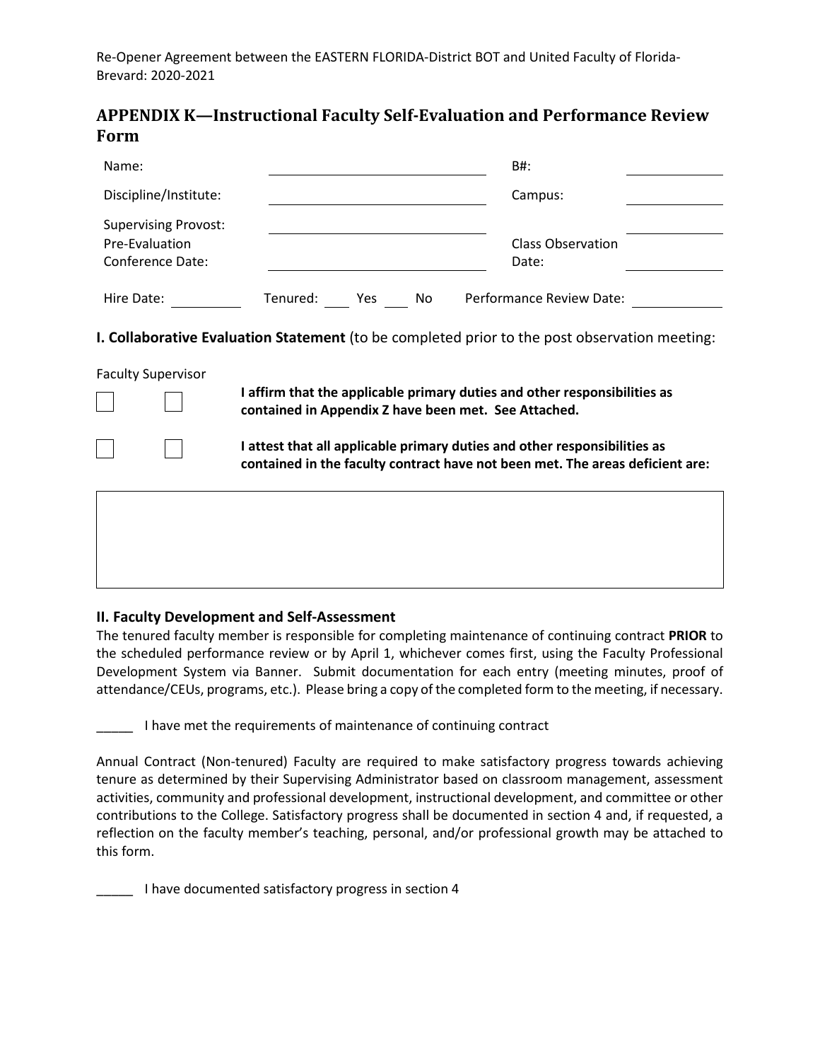## APPENDIX K—Instructional Faculty Self-Evaluation and Performance Review Form

| | | | |
|---|---|---|---|
| Name: | | B#: | |
| Discipline/Institute: | | Campus: | |
| Supervising Provost: | | | |
| Pre-Evaluation Conference Date: | | Class Observation Date: | |

Hire Date: ________ Tenured: ____ Yes ____ No Performance Review Date: ________

**I. Collaborative Evaluation Statement** (to be completed prior to the post observation meeting:

| Faculty | Supervisor | |
|---|---|---|
| ☐ | ☐ | **I affirm that the applicable primary duties and other responsibilities as contained in Appendix Z have been met. See Attached.** |
| ☐ | ☐ | **I attest that all applicable primary duties and other responsibilities as contained in the faculty contract have not been met. The areas deficient are:** |

| |
|---|
| |

**II. Faculty Development and Self-Assessment**

The tenured faculty member is responsible for completing maintenance of continuing contract **PRIOR** to the scheduled performance review or by April 1, whichever comes first, using the Faculty Professional Development System via Banner. Submit documentation for each entry (meeting minutes, proof of attendance/CEUs, programs, etc.). Please bring a copy of the completed form to the meeting, if necessary.

_____ I have met the requirements of maintenance of continuing contract

Annual Contract (Non-tenured) Faculty are required to make satisfactory progress towards achieving tenure as determined by their Supervising Administrator based on classroom management, assessment activities, community and professional development, instructional development, and committee or other contributions to the College. Satisfactory progress shall be documented in section 4 and, if requested, a reflection on the faculty member's teaching, personal, and/or professional growth may be attached to this form.

_____ I have documented satisfactory progress in section 4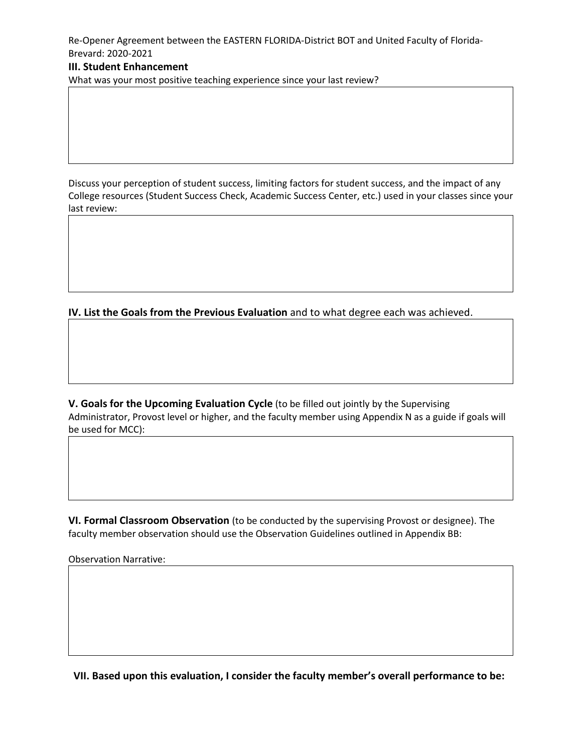### III. Student Enhancement

What was your most positive teaching experience since your last review?

Discuss your perception of student success, limiting factors for student success, and the impact of any College resources (Student Success Check, Academic Success Center, etc.) used in your classes since your last review:

**IV. List the Goals from the Previous Evaluation** and to what degree each was achieved.

**V. Goals for the Upcoming Evaluation Cycle** (to be filled out jointly by the Supervising Administrator, Provost level or higher, and the faculty member using Appendix N as a guide if goals will be used for MCC):

**VI. Formal Classroom Observation** (to be conducted by the supervising Provost or designee). The faculty member observation should use the Observation Guidelines outlined in Appendix BB:

Observation Narrative:

**VII. Based upon this evaluation, I consider the faculty member's overall performance to be:**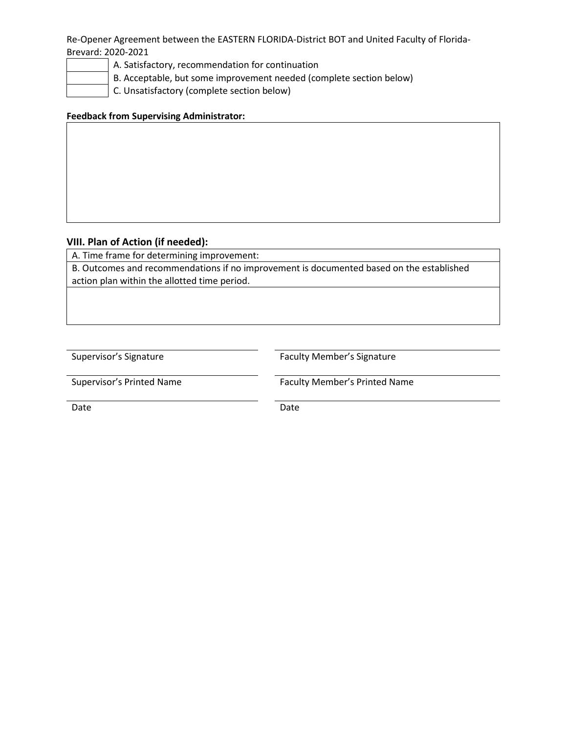| | |
|---|---|
| | A. Satisfactory, recommendation for continuation |
| | B. Acceptable, but some improvement needed (complete section below) |
| | C. Unsatisfactory (complete section below) |

**Feedback from Supervising Administrator:**

| |
|---|
| |

## VIII. Plan of Action (if needed):

| |
|---|
| A. Time frame for determining improvement: |
| B. Outcomes and recommendations if no improvement is documented based on the established action plan within the allotted time period. |
| |

| | |
|---|---|
| Supervisor's Signature | Faculty Member's Signature |
| Supervisor's Printed Name | Faculty Member's Printed Name |
| Date | Date |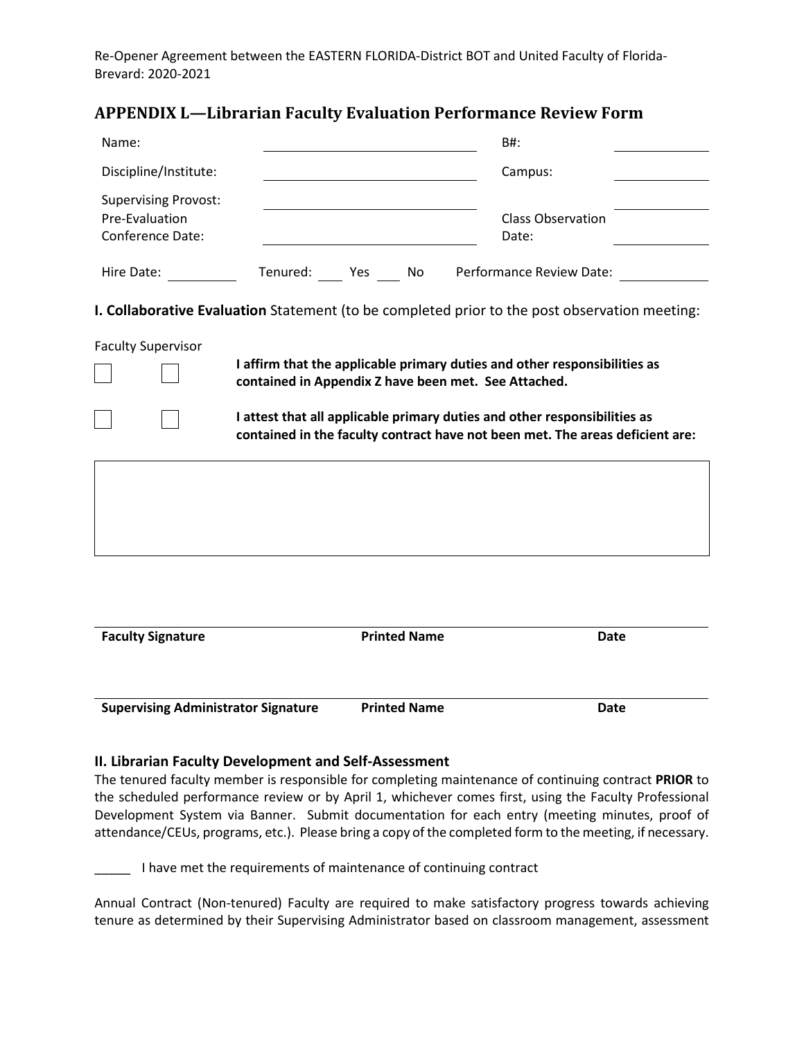Re-Opener Agreement between the EASTERN FLORIDA-District BOT and United Faculty of Florida-Brevard: 2020-2021

## APPENDIX L—Librarian Faculty Evaluation Performance Review Form

| | | | |
|---|---|---|---|
| Name: | | B#: | |
| Discipline/Institute: | | Campus: | |
| Supervising Provost: | | | |
| Pre-Evaluation Conference Date: | | Class Observation Date: | |

Hire Date: ________ Tenured: ____ Yes ____ No Performance Review Date: ________

**I. Collaborative Evaluation** Statement (to be completed prior to the post observation meeting:

Faculty Supervisor

☐ ☐ **I affirm that the applicable primary duties and other responsibilities as contained in Appendix Z have been met. See Attached.**

☐ ☐ **I attest that all applicable primary duties and other responsibilities as contained in the faculty contract have not been met. The areas deficient are:**

| |
|---|
| |

| **Faculty Signature** | **Printed Name** | **Date** |
|---|---|---|

| **Supervising Administrator Signature** | **Printed Name** | **Date** |
|---|---|---|

### II. Librarian Faculty Development and Self-Assessment

The tenured faculty member is responsible for completing maintenance of continuing contract **PRIOR** to the scheduled performance review or by April 1, whichever comes first, using the Faculty Professional Development System via Banner. Submit documentation for each entry (meeting minutes, proof of attendance/CEUs, programs, etc.). Please bring a copy of the completed form to the meeting, if necessary.

_____ I have met the requirements of maintenance of continuing contract

Annual Contract (Non-tenured) Faculty are required to make satisfactory progress towards achieving tenure as determined by their Supervising Administrator based on classroom management, assessment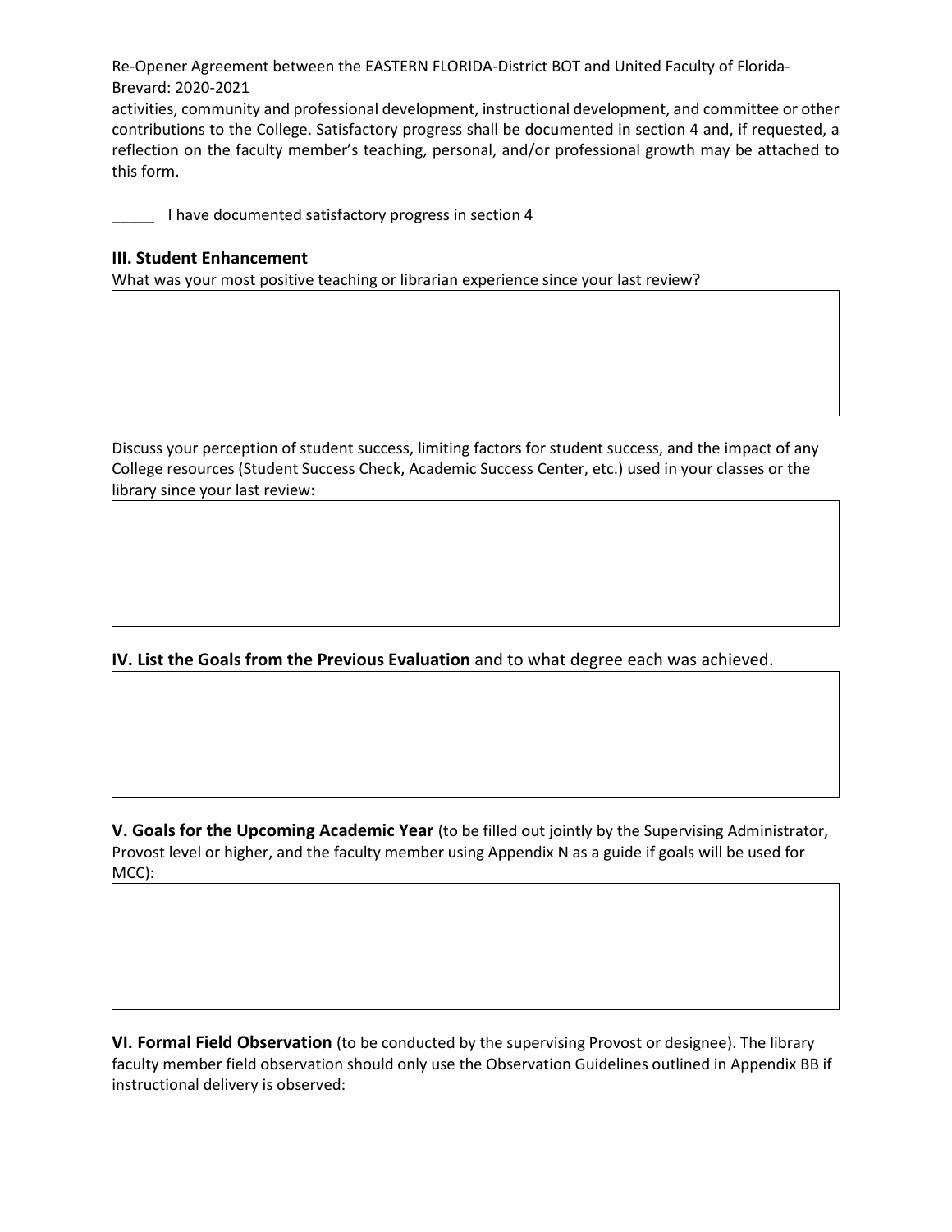activities, community and professional development, instructional development, and committee or other contributions to the College. Satisfactory progress shall be documented in section 4 and, if requested, a reflection on the faculty member's teaching, personal, and/or professional growth may be attached to this form.

_____ I have documented satisfactory progress in section 4

### III. Student Enhancement

What was your most positive teaching or librarian experience since your last review?

Discuss your perception of student success, limiting factors for student success, and the impact of any College resources (Student Success Check, Academic Success Center, etc.) used in your classes or the library since your last review:

**IV. List the Goals from the Previous Evaluation** and to what degree each was achieved.

**V. Goals for the Upcoming Academic Year** (to be filled out jointly by the Supervising Administrator, Provost level or higher, and the faculty member using Appendix N as a guide if goals will be used for MCC):

**VI. Formal Field Observation** (to be conducted by the supervising Provost or designee). The library faculty member field observation should only use the Observation Guidelines outlined in Appendix BB if instructional delivery is observed: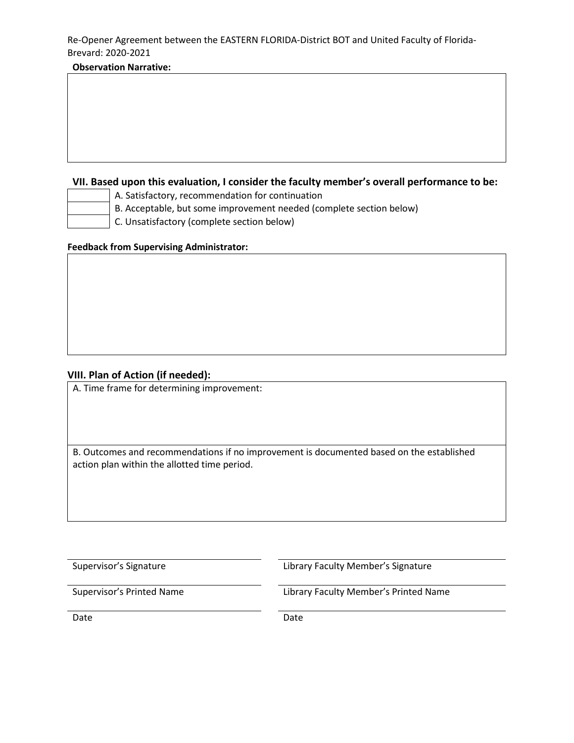**Observation Narrative:**

|  |
|---|
|  |

### VII. Based upon this evaluation, I consider the faculty member's overall performance to be:

| | |
|---|---|
|  | A. Satisfactory, recommendation for continuation |
|  | B. Acceptable, but some improvement needed (complete section below) |
|  | C. Unsatisfactory (complete section below) |

**Feedback from Supervising Administrator:**

|  |
|---|
|  |

### VIII. Plan of Action (if needed):

| |
|---|
| A. Time frame for determining improvement: |
| B. Outcomes and recommendations if no improvement is documented based on the established action plan within the allotted time period. |

| | |
|---|---|
| Supervisor's Signature | Library Faculty Member's Signature |
| Supervisor's Printed Name | Library Faculty Member's Printed Name |
| Date | Date |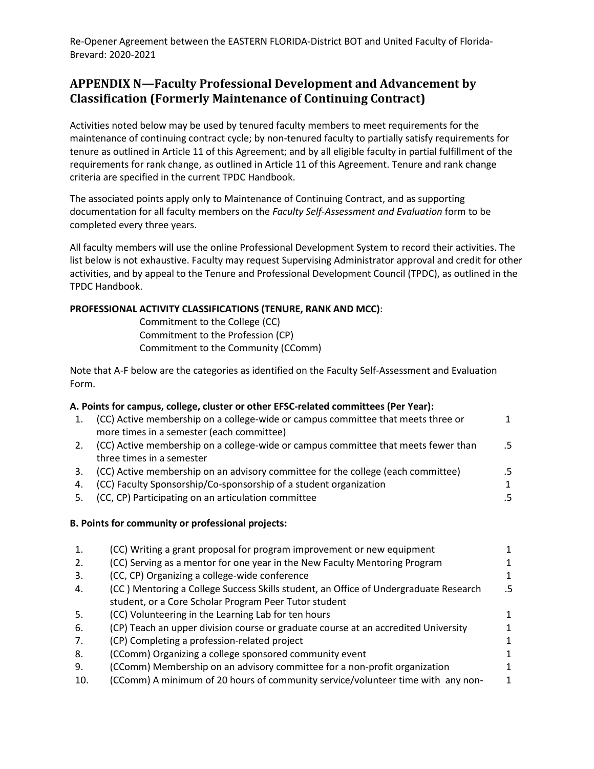Re-Opener Agreement between the EASTERN FLORIDA-District BOT and United Faculty of Florida-Brevard: 2020-2021

## APPENDIX N—Faculty Professional Development and Advancement by Classification (Formerly Maintenance of Continuing Contract)

Activities noted below may be used by tenured faculty members to meet requirements for the maintenance of continuing contract cycle; by non-tenured faculty to partially satisfy requirements for tenure as outlined in Article 11 of this Agreement; and by all eligible faculty in partial fulfillment of the requirements for rank change, as outlined in Article 11 of this Agreement. Tenure and rank change criteria are specified in the current TPDC Handbook.

The associated points apply only to Maintenance of Continuing Contract, and as supporting documentation for all faculty members on the *Faculty Self-Assessment and Evaluation* form to be completed every three years.

All faculty members will use the online Professional Development System to record their activities. The list below is not exhaustive. Faculty may request Supervising Administrator approval and credit for other activities, and by appeal to the Tenure and Professional Development Council (TPDC), as outlined in the TPDC Handbook.

**PROFESSIONAL ACTIVITY CLASSIFICATIONS (TENURE, RANK AND MCC)**:

Commitment to the College (CC)
Commitment to the Profession (CP)
Commitment to the Community (CComm)

Note that A-F below are the categories as identified on the Faculty Self-Assessment and Evaluation Form.

**A. Points for campus, college, cluster or other EFSC-related committees (Per Year):**

| | | |
|---|---|---|
| 1. | (CC) Active membership on a college-wide or campus committee that meets three or more times in a semester (each committee) | 1 |
| 2. | (CC) Active membership on a college-wide or campus committee that meets fewer than three times in a semester | .5 |
| 3. | (CC) Active membership on an advisory committee for the college (each committee) | .5 |
| 4. | (CC) Faculty Sponsorship/Co-sponsorship of a student organization | 1 |
| 5. | (CC, CP) Participating on an articulation committee | .5 |

**B. Points for community or professional projects:**

| | | |
|---|---|---|
| 1. | (CC) Writing a grant proposal for program improvement or new equipment | 1 |
| 2. | (CC) Serving as a mentor for one year in the New Faculty Mentoring Program | 1 |
| 3. | (CC, CP) Organizing a college-wide conference | 1 |
| 4. | (CC ) Mentoring a College Success Skills student, an Office of Undergraduate Research student, or a Core Scholar Program Peer Tutor student | .5 |
| 5. | (CC) Volunteering in the Learning Lab for ten hours | 1 |
| 6. | (CP) Teach an upper division course or graduate course at an accredited University | 1 |
| 7. | (CP) Completing a profession-related project | 1 |
| 8. | (CComm) Organizing a college sponsored community event | 1 |
| 9. | (CComm) Membership on an advisory committee for a non-profit organization | 1 |
| 10. | (CComm) A minimum of 20 hours of community service/volunteer time with any non- | 1 |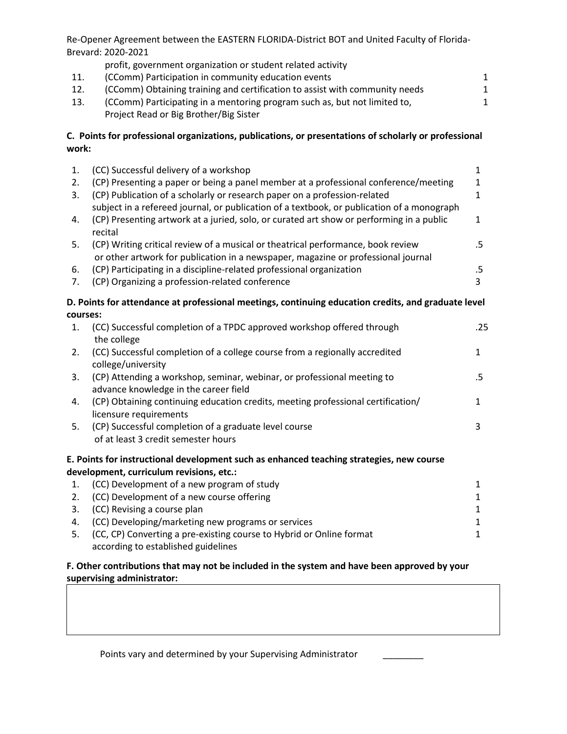profit, government organization or student related activity

| | | |
|---|---|---|
| 11. | (CComm) Participation in community education events | 1 |
| 12. | (CComm) Obtaining training and certification to assist with community needs | 1 |
| 13. | (CComm) Participating in a mentoring program such as, but not limited to, Project Read or Big Brother/Big Sister | 1 |

**C. Points for professional organizations, publications, or presentations of scholarly or professional work:**

| | | |
|---|---|---|
| 1. | (CC) Successful delivery of a workshop | 1 |
| 2. | (CP) Presenting a paper or being a panel member at a professional conference/meeting | 1 |
| 3. | (CP) Publication of a scholarly or research paper on a profession-related subject in a refereed journal, or publication of a textbook, or publication of a monograph | 1 |
| 4. | (CP) Presenting artwork at a juried, solo, or curated art show or performing in a public recital | 1 |
| 5. | (CP) Writing critical review of a musical or theatrical performance, book review or other artwork for publication in a newspaper, magazine or professional journal | .5 |
| 6. | (CP) Participating in a discipline-related professional organization | .5 |
| 7. | (CP) Organizing a profession-related conference | 3 |

**D. Points for attendance at professional meetings, continuing education credits, and graduate level courses:**

| | | |
|---|---|---|
| 1. | (CC) Successful completion of a TPDC approved workshop offered through the college | .25 |
| 2. | (CC) Successful completion of a college course from a regionally accredited college/university | 1 |
| 3. | (CP) Attending a workshop, seminar, webinar, or professional meeting to advance knowledge in the career field | .5 |
| 4. | (CP) Obtaining continuing education credits, meeting professional certification/ licensure requirements | 1 |
| 5. | (CP) Successful completion of a graduate level course of at least 3 credit semester hours | 3 |

**E. Points for instructional development such as enhanced teaching strategies, new course development, curriculum revisions, etc.:**

| | | |
|---|---|---|
| 1. | (CC) Development of a new program of study | 1 |
| 2. | (CC) Development of a new course offering | 1 |
| 3. | (CC) Revising a course plan | 1 |
| 4. | (CC) Developing/marketing new programs or services | 1 |
| 5. | (CC, CP) Converting a pre-existing course to Hybrid or Online format according to established guidelines | 1 |

**F. Other contributions that may not be included in the system and have been approved by your supervising administrator:**

| |
|---|
| |

Points vary and determined by your Supervising Administrator ________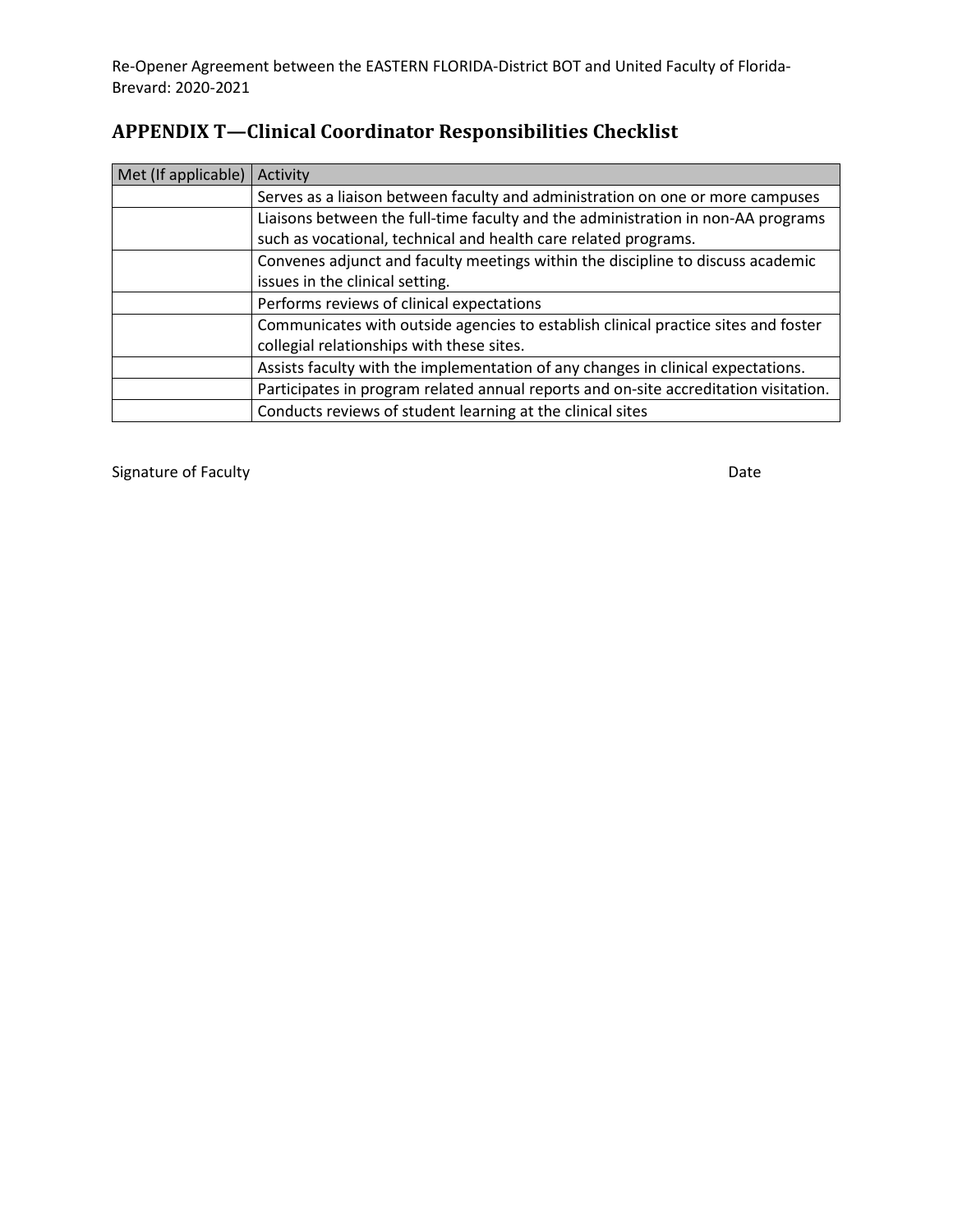## APPENDIX T—Clinical Coordinator Responsibilities Checklist

| Met (If applicable) | Activity |
|---|---|
| | Serves as a liaison between faculty and administration on one or more campuses |
| | Liaisons between the full-time faculty and the administration in non-AA programs such as vocational, technical and health care related programs. |
| | Convenes adjunct and faculty meetings within the discipline to discuss academic issues in the clinical setting. |
| | Performs reviews of clinical expectations |
| | Communicates with outside agencies to establish clinical practice sites and foster collegial relationships with these sites. |
| | Assists faculty with the implementation of any changes in clinical expectations. |
| | Participates in program related annual reports and on-site accreditation visitation. |
| | Conducts reviews of student learning at the clinical sites |

Signature of Faculty                                                                                                    Date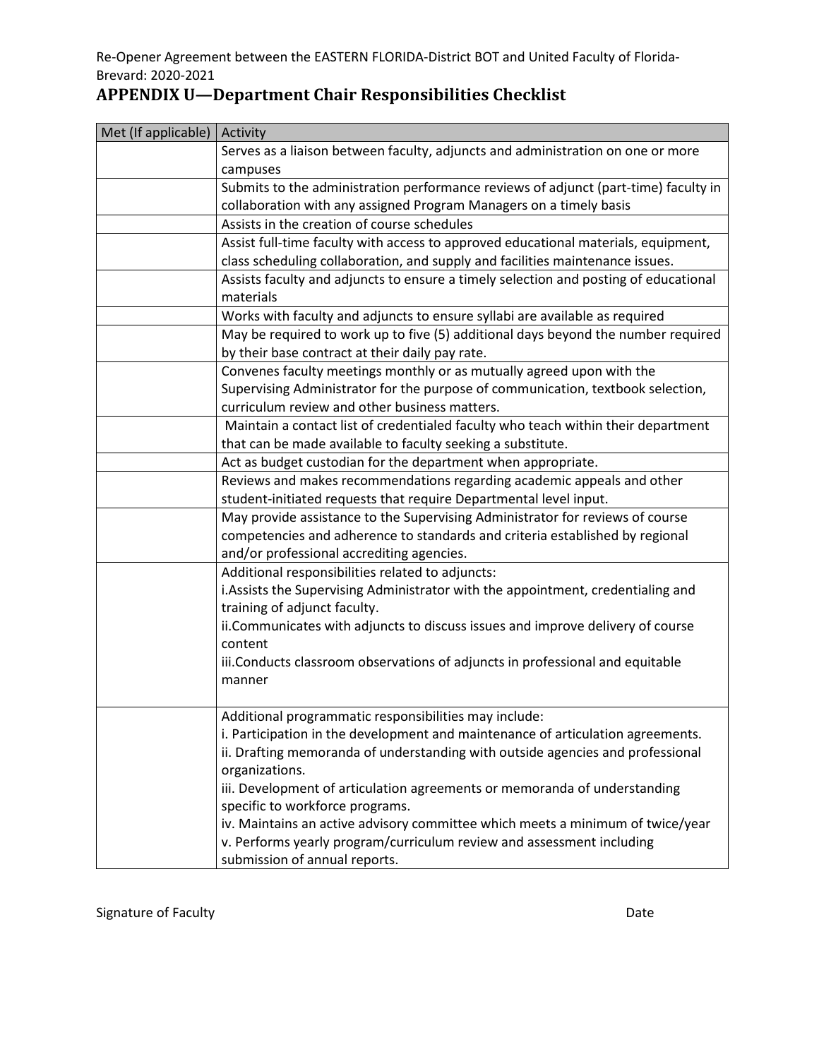Re-Opener Agreement between the EASTERN FLORIDA-District BOT and United Faculty of Florida-Brevard: 2020-2021

## APPENDIX U—Department Chair Responsibilities Checklist

| Met (If applicable) | Activity |
|---|---|
| | Serves as a liaison between faculty, adjuncts and administration on one or more campuses |
| | Submits to the administration performance reviews of adjunct (part-time) faculty in collaboration with any assigned Program Managers on a timely basis |
| | Assists in the creation of course schedules |
| | Assist full-time faculty with access to approved educational materials, equipment, class scheduling collaboration, and supply and facilities maintenance issues. |
| | Assists faculty and adjuncts to ensure a timely selection and posting of educational materials |
| | Works with faculty and adjuncts to ensure syllabi are available as required |
| | May be required to work up to five (5) additional days beyond the number required by their base contract at their daily pay rate. |
| | Convenes faculty meetings monthly or as mutually agreed upon with the Supervising Administrator for the purpose of communication, textbook selection, curriculum review and other business matters. |
| | Maintain a contact list of credentialed faculty who teach within their department that can be made available to faculty seeking a substitute. |
| | Act as budget custodian for the department when appropriate. |
| | Reviews and makes recommendations regarding academic appeals and other student-initiated requests that require Departmental level input. |
| | May provide assistance to the Supervising Administrator for reviews of course competencies and adherence to standards and criteria established by regional and/or professional accrediting agencies. |
| | Additional responsibilities related to adjuncts:<br>i.Assists the Supervising Administrator with the appointment, credentialing and training of adjunct faculty.<br>ii.Communicates with adjuncts to discuss issues and improve delivery of course content<br>iii.Conducts classroom observations of adjuncts in professional and equitable manner |
| | Additional programmatic responsibilities may include:<br>i. Participation in the development and maintenance of articulation agreements.<br>ii. Drafting memoranda of understanding with outside agencies and professional organizations.<br>iii. Development of articulation agreements or memoranda of understanding specific to workforce programs.<br>iv. Maintains an active advisory committee which meets a minimum of twice/year<br>v. Performs yearly program/curriculum review and assessment including submission of annual reports. |

Signature of Faculty                                                                 Date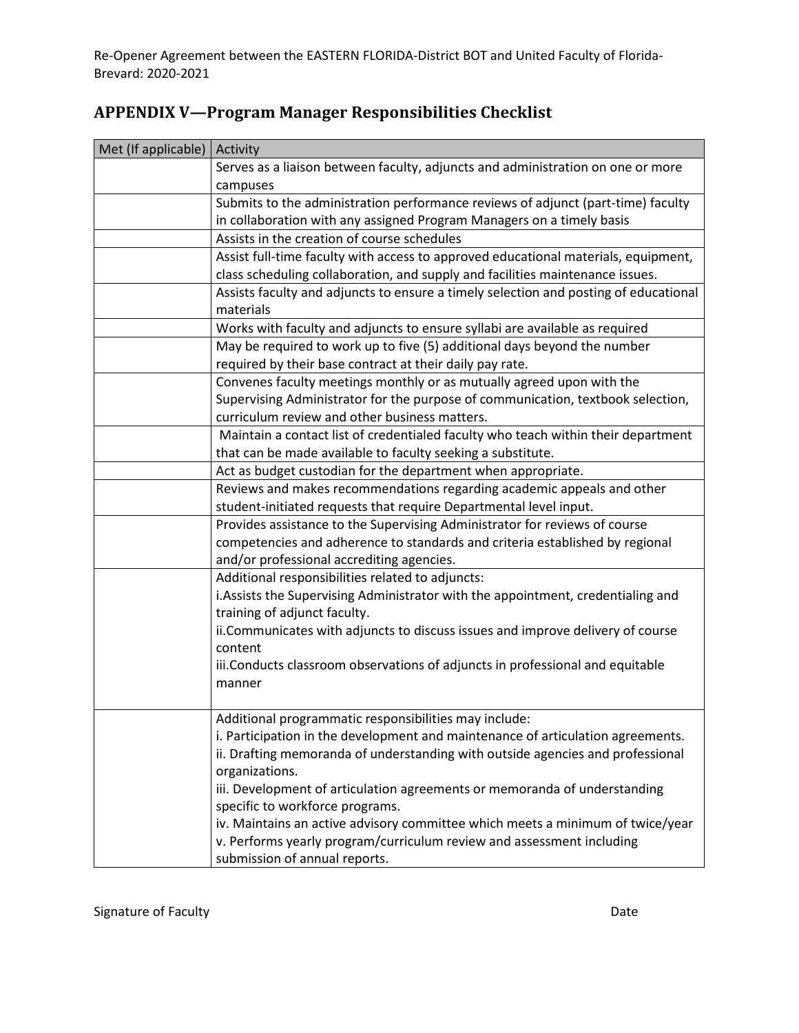## APPENDIX V—Program Manager Responsibilities Checklist

| Met (If applicable) | Activity |
|---|---|
| | Serves as a liaison between faculty, adjuncts and administration on one or more campuses |
| | Submits to the administration performance reviews of adjunct (part-time) faculty in collaboration with any assigned Program Managers on a timely basis |
| | Assists in the creation of course schedules |
| | Assist full-time faculty with access to approved educational materials, equipment, class scheduling collaboration, and supply and facilities maintenance issues. |
| | Assists faculty and adjuncts to ensure a timely selection and posting of educational materials |
| | Works with faculty and adjuncts to ensure syllabi are available as required |
| | May be required to work up to five (5) additional days beyond the number required by their base contract at their daily pay rate. |
| | Convenes faculty meetings monthly or as mutually agreed upon with the Supervising Administrator for the purpose of communication, textbook selection, curriculum review and other business matters. |
| | Maintain a contact list of credentialed faculty who teach within their department that can be made available to faculty seeking a substitute. |
| | Act as budget custodian for the department when appropriate. |
| | Reviews and makes recommendations regarding academic appeals and other student-initiated requests that require Departmental level input. |
| | Provides assistance to the Supervising Administrator for reviews of course competencies and adherence to standards and criteria established by regional and/or professional accrediting agencies. |
| | Additional responsibilities related to adjuncts:<br>i.Assists the Supervising Administrator with the appointment, credentialing and training of adjunct faculty.<br>ii.Communicates with adjuncts to discuss issues and improve delivery of course content<br>iii.Conducts classroom observations of adjuncts in professional and equitable manner |
| | Additional programmatic responsibilities may include:<br>i. Participation in the development and maintenance of articulation agreements.<br>ii. Drafting memoranda of understanding with outside agencies and professional organizations.<br>iii. Development of articulation agreements or memoranda of understanding specific to workforce programs.<br>iv. Maintains an active advisory committee which meets a minimum of twice/year<br>v. Performs yearly program/curriculum review and assessment including submission of annual reports. |

Signature of Faculty　　　　　　　　　　　　　　　　　　　　　　　　　　　　Date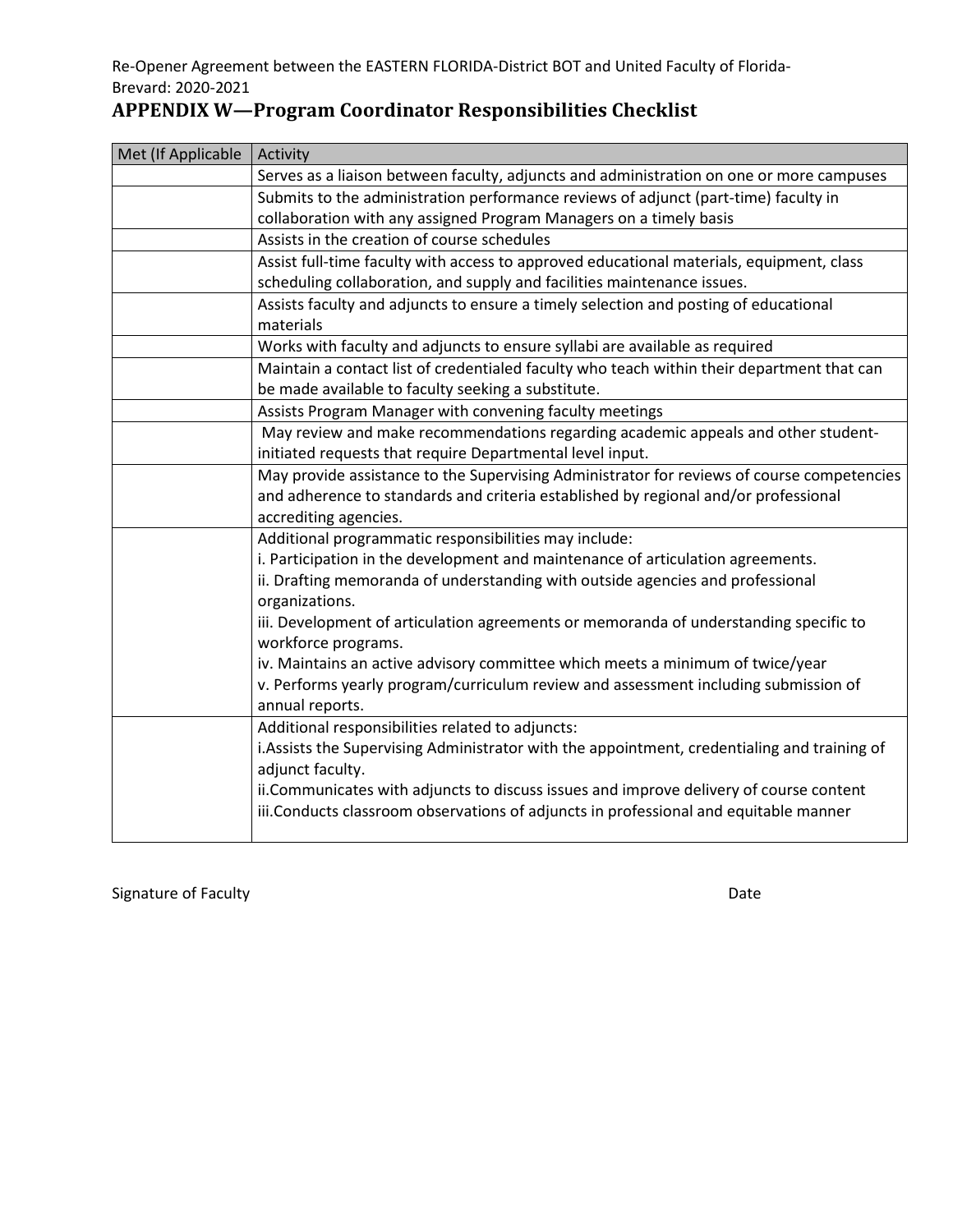Re-Opener Agreement between the EASTERN FLORIDA-District BOT and United Faculty of Florida-Brevard: 2020-2021

## APPENDIX W—Program Coordinator Responsibilities Checklist

| Met (If Applicable | Activity |
|---|---|
| | Serves as a liaison between faculty, adjuncts and administration on one or more campuses |
| | Submits to the administration performance reviews of adjunct (part-time) faculty in collaboration with any assigned Program Managers on a timely basis |
| | Assists in the creation of course schedules |
| | Assist full-time faculty with access to approved educational materials, equipment, class scheduling collaboration, and supply and facilities maintenance issues. |
| | Assists faculty and adjuncts to ensure a timely selection and posting of educational materials |
| | Works with faculty and adjuncts to ensure syllabi are available as required |
| | Maintain a contact list of credentialed faculty who teach within their department that can be made available to faculty seeking a substitute. |
| | Assists Program Manager with convening faculty meetings |
| | May review and make recommendations regarding academic appeals and other student-initiated requests that require Departmental level input. |
| | May provide assistance to the Supervising Administrator for reviews of course competencies and adherence to standards and criteria established by regional and/or professional accrediting agencies. |
| | Additional programmatic responsibilities may include:<br>i. Participation in the development and maintenance of articulation agreements.<br>ii. Drafting memoranda of understanding with outside agencies and professional organizations.<br>iii. Development of articulation agreements or memoranda of understanding specific to workforce programs.<br>iv. Maintains an active advisory committee which meets a minimum of twice/year<br>v. Performs yearly program/curriculum review and assessment including submission of annual reports. |
| | Additional responsibilities related to adjuncts:<br>i.Assists the Supervising Administrator with the appointment, credentialing and training of adjunct faculty.<br>ii.Communicates with adjuncts to discuss issues and improve delivery of course content<br>iii.Conducts classroom observations of adjuncts in professional and equitable manner |

Signature of Faculty Date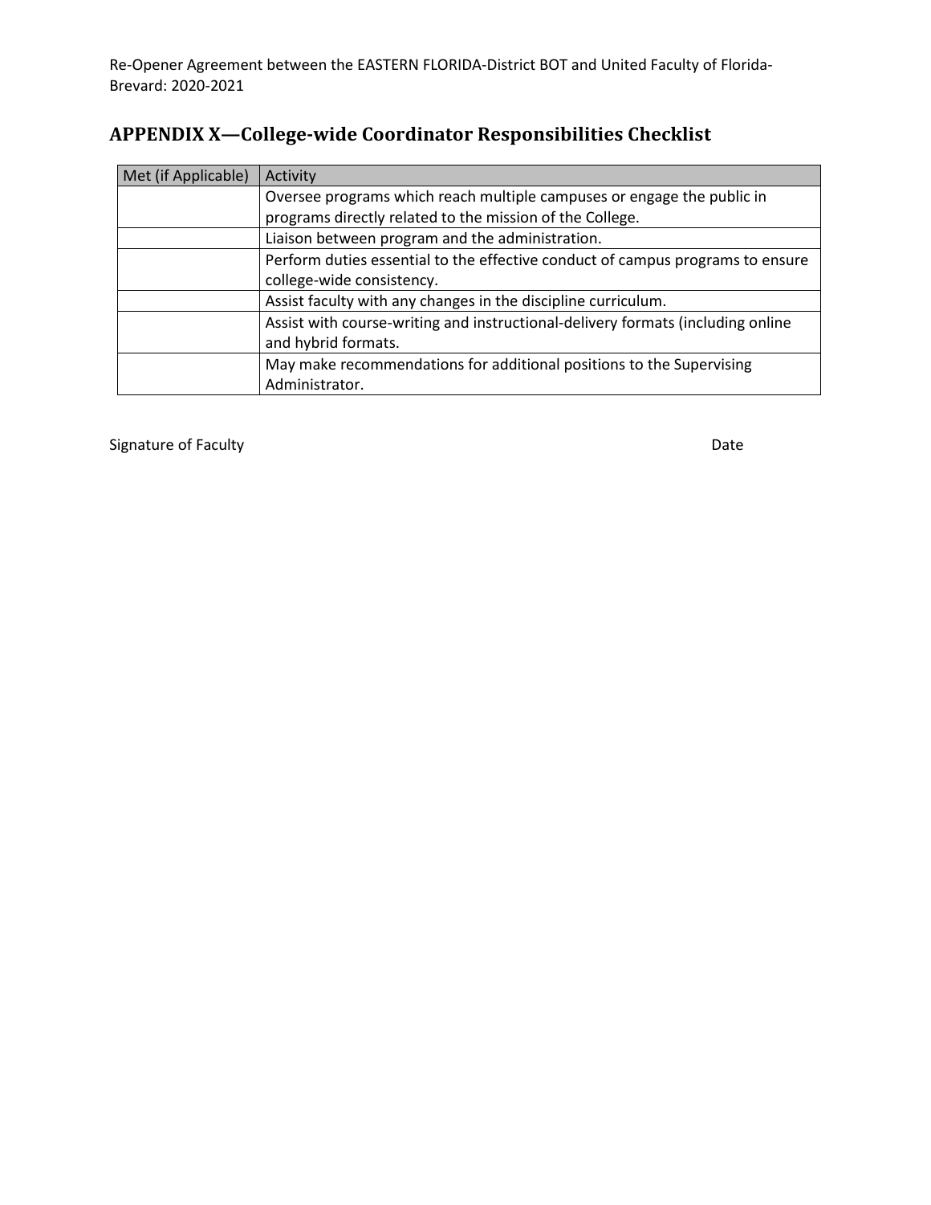## APPENDIX X—College-wide Coordinator Responsibilities Checklist

| Met (if Applicable) | Activity |
|---|---|
| | Oversee programs which reach multiple campuses or engage the public in programs directly related to the mission of the College. |
| | Liaison between program and the administration. |
| | Perform duties essential to the effective conduct of campus programs to ensure college-wide consistency. |
| | Assist faculty with any changes in the discipline curriculum. |
| | Assist with course-writing and instructional-delivery formats (including online and hybrid formats. |
| | May make recommendations for additional positions to the Supervising Administrator. |

Signature of Faculty                                        Date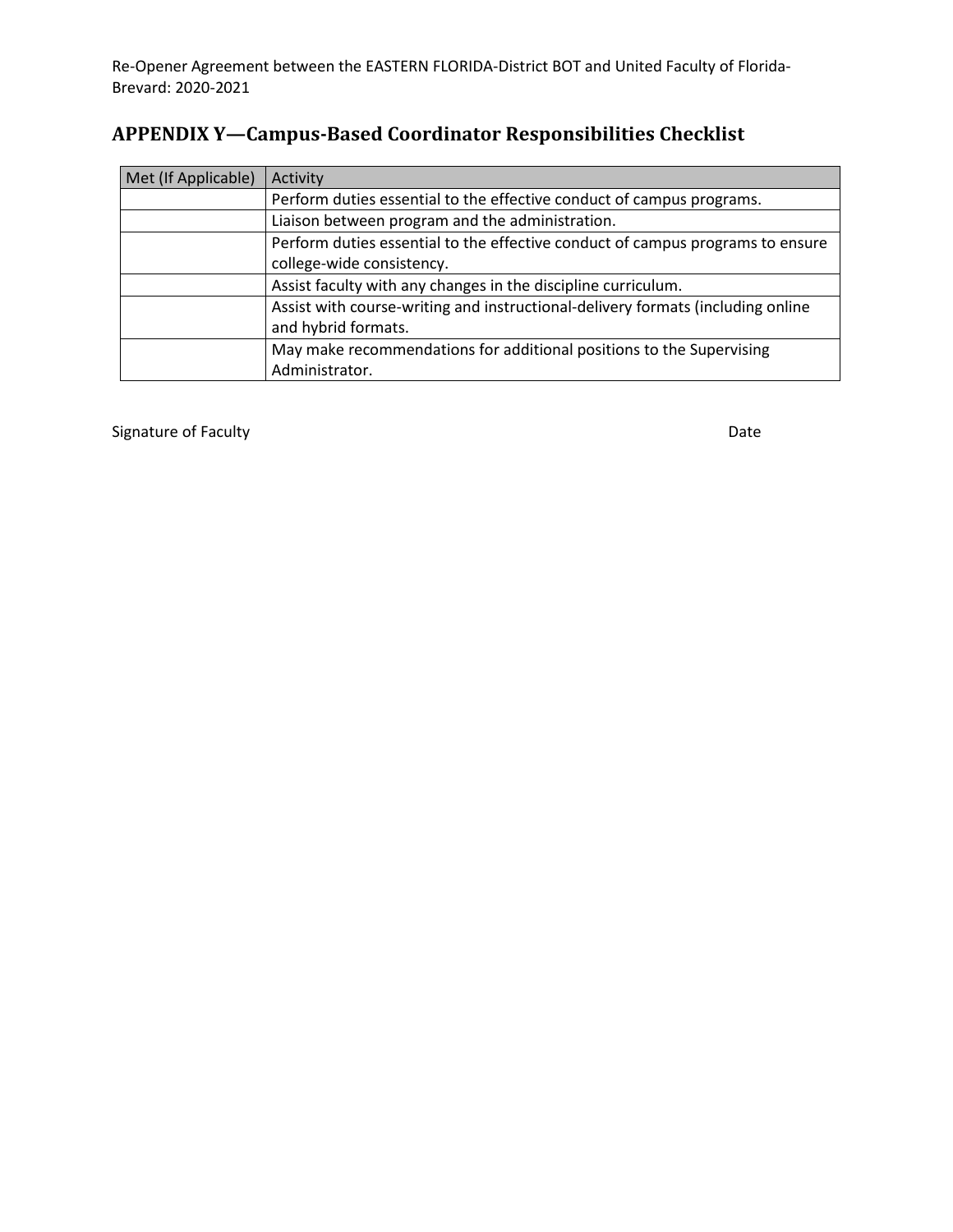## APPENDIX Y—Campus-Based Coordinator Responsibilities Checklist

| Met (If Applicable) | Activity |
|---|---|
| | Perform duties essential to the effective conduct of campus programs. |
| | Liaison between program and the administration. |
| | Perform duties essential to the effective conduct of campus programs to ensure college-wide consistency. |
| | Assist faculty with any changes in the discipline curriculum. |
| | Assist with course-writing and instructional-delivery formats (including online and hybrid formats. |
| | May make recommendations for additional positions to the Supervising Administrator. |

Signature of Faculty                                                                                          Date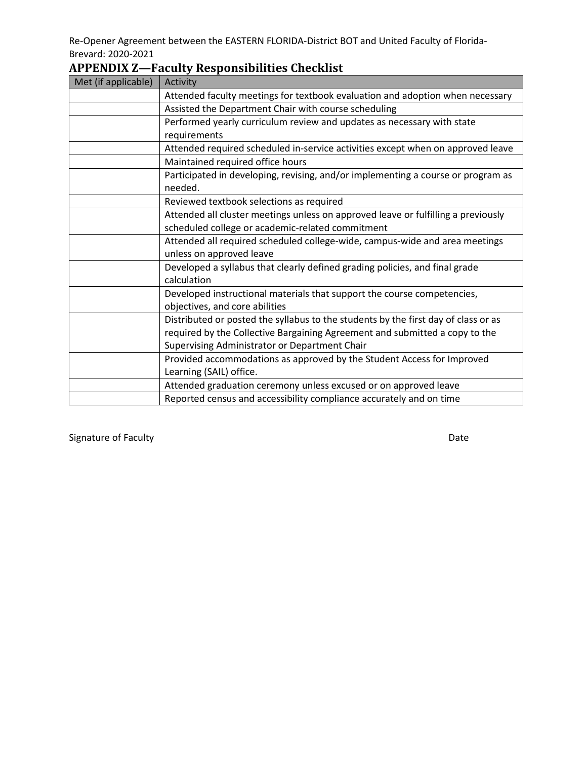Re-Opener Agreement between the EASTERN FLORIDA-District BOT and United Faculty of Florida-Brevard: 2020-2021

## APPENDIX Z—Faculty Responsibilities Checklist

| Met (if applicable) | Activity |
|---|---|
| | Attended faculty meetings for textbook evaluation and adoption when necessary |
| | Assisted the Department Chair with course scheduling |
| | Performed yearly curriculum review and updates as necessary with state requirements |
| | Attended required scheduled in-service activities except when on approved leave |
| | Maintained required office hours |
| | Participated in developing, revising, and/or implementing a course or program as needed. |
| | Reviewed textbook selections as required |
| | Attended all cluster meetings unless on approved leave or fulfilling a previously scheduled college or academic-related commitment |
| | Attended all required scheduled college-wide, campus-wide and area meetings unless on approved leave |
| | Developed a syllabus that clearly defined grading policies, and final grade calculation |
| | Developed instructional materials that support the course competencies, objectives, and core abilities |
| | Distributed or posted the syllabus to the students by the first day of class or as required by the Collective Bargaining Agreement and submitted a copy to the Supervising Administrator or Department Chair |
| | Provided accommodations as approved by the Student Access for Improved Learning (SAIL) office. |
| | Attended graduation ceremony unless excused or on approved leave |
| | Reported census and accessibility compliance accurately and on time |

Signature of Faculty Date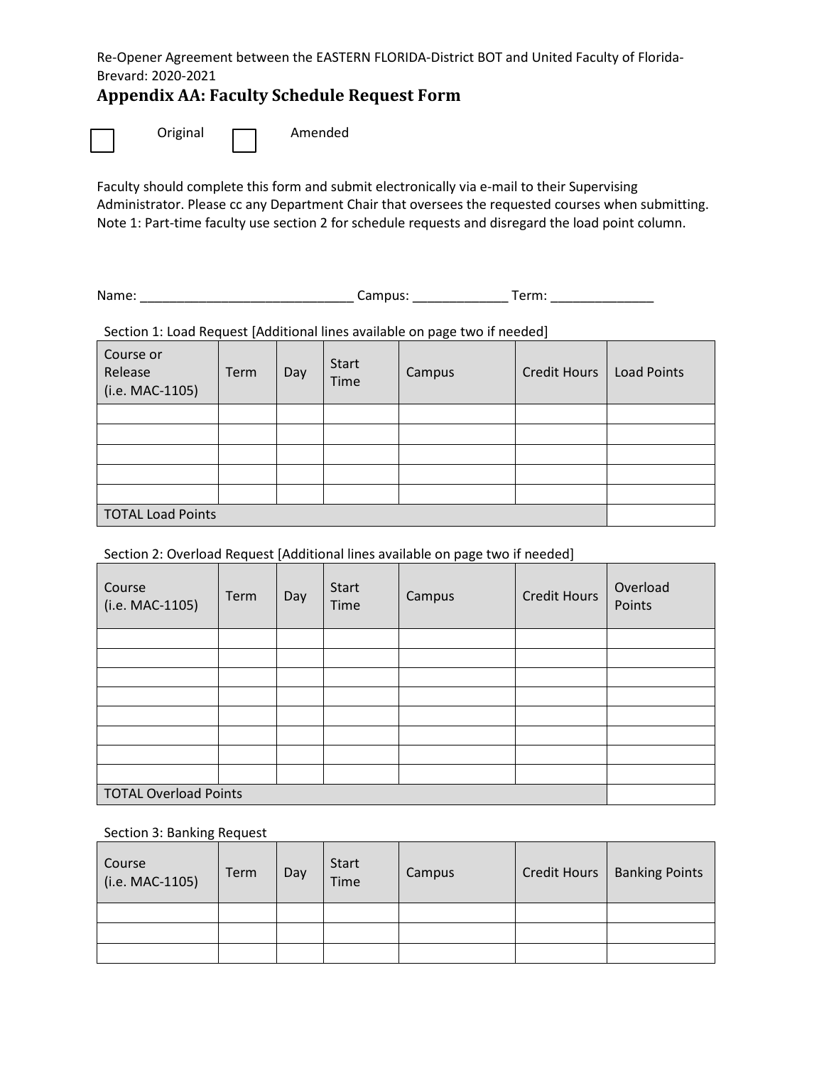Re-Opener Agreement between the EASTERN FLORIDA-District BOT and United Faculty of Florida-Brevard: 2020-2021

## Appendix AA: Faculty Schedule Request Form

☐ Original ☐ Amended

Faculty should complete this form and submit electronically via e-mail to their Supervising Administrator. Please cc any Department Chair that oversees the requested courses when submitting. Note 1: Part-time faculty use section 2 for schedule requests and disregard the load point column.

Name: _____________________________ Campus: _____________ Term: ______________

Section 1: Load Request [Additional lines available on page two if needed]

| Course or Release (i.e. MAC-1105) | Term | Day | Start Time | Campus | Credit Hours | Load Points |
|---|---|---|---|---|---|---|
| | | | | | | |
| | | | | | | |
| | | | | | | |
| | | | | | | |
| | | | | | | |
| TOTAL Load Points | | | | | | |

Section 2: Overload Request [Additional lines available on page two if needed]

| Course (i.e. MAC-1105) | Term | Day | Start Time | Campus | Credit Hours | Overload Points |
|---|---|---|---|---|---|---|
| | | | | | | |
| | | | | | | |
| | | | | | | |
| | | | | | | |
| | | | | | | |
| | | | | | | |
| | | | | | | |
| | | | | | | |
| TOTAL Overload Points | | | | | | |

Section 3: Banking Request

| Course (i.e. MAC-1105) | Term | Day | Start Time | Campus | Credit Hours | Banking Points |
|---|---|---|---|---|---|---|
| | | | | | | |
| | | | | | | |
| | | | | | | |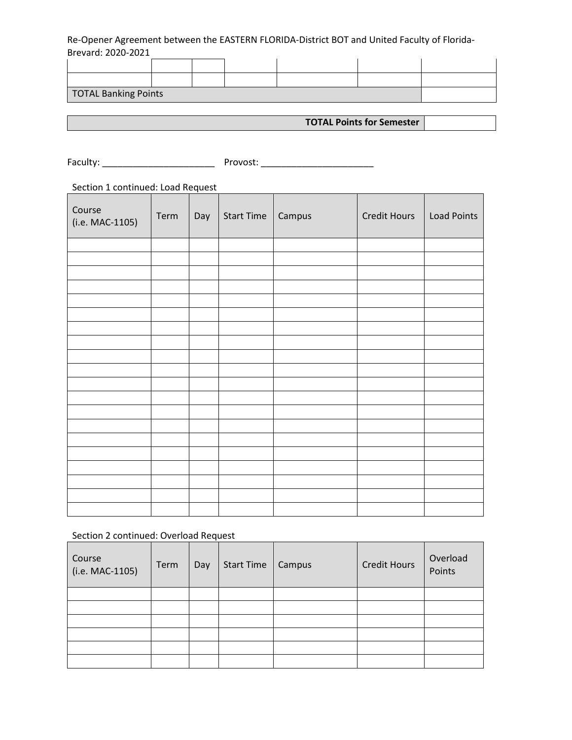| | | | | | | |
|---|---|---|---|---|---|---|
| | | | | | | |
| | | | | | | |
| TOTAL Banking Points | | | | | | |

| | |
|---|---|
| **TOTAL Points for Semester** | |

Faculty: ______________________ Provost: ______________________

Section 1 continued: Load Request

| Course (i.e. MAC-1105) | Term | Day | Start Time | Campus | Credit Hours | Load Points |
|---|---|---|---|---|---|---|
| | | | | | | |
| | | | | | | |
| | | | | | | |
| | | | | | | |
| | | | | | | |
| | | | | | | |
| | | | | | | |
| | | | | | | |
| | | | | | | |
| | | | | | | |
| | | | | | | |
| | | | | | | |
| | | | | | | |
| | | | | | | |
| | | | | | | |
| | | | | | | |
| | | | | | | |
| | | | | | | |
| | | | | | | |
| | | | | | | |

Section 2 continued: Overload Request

| Course (i.e. MAC-1105) | Term | Day | Start Time | Campus | Credit Hours | Overload Points |
|---|---|---|---|---|---|---|
| | | | | | | |
| | | | | | | |
| | | | | | | |
| | | | | | | |
| | | | | | | |
| | | | | | | |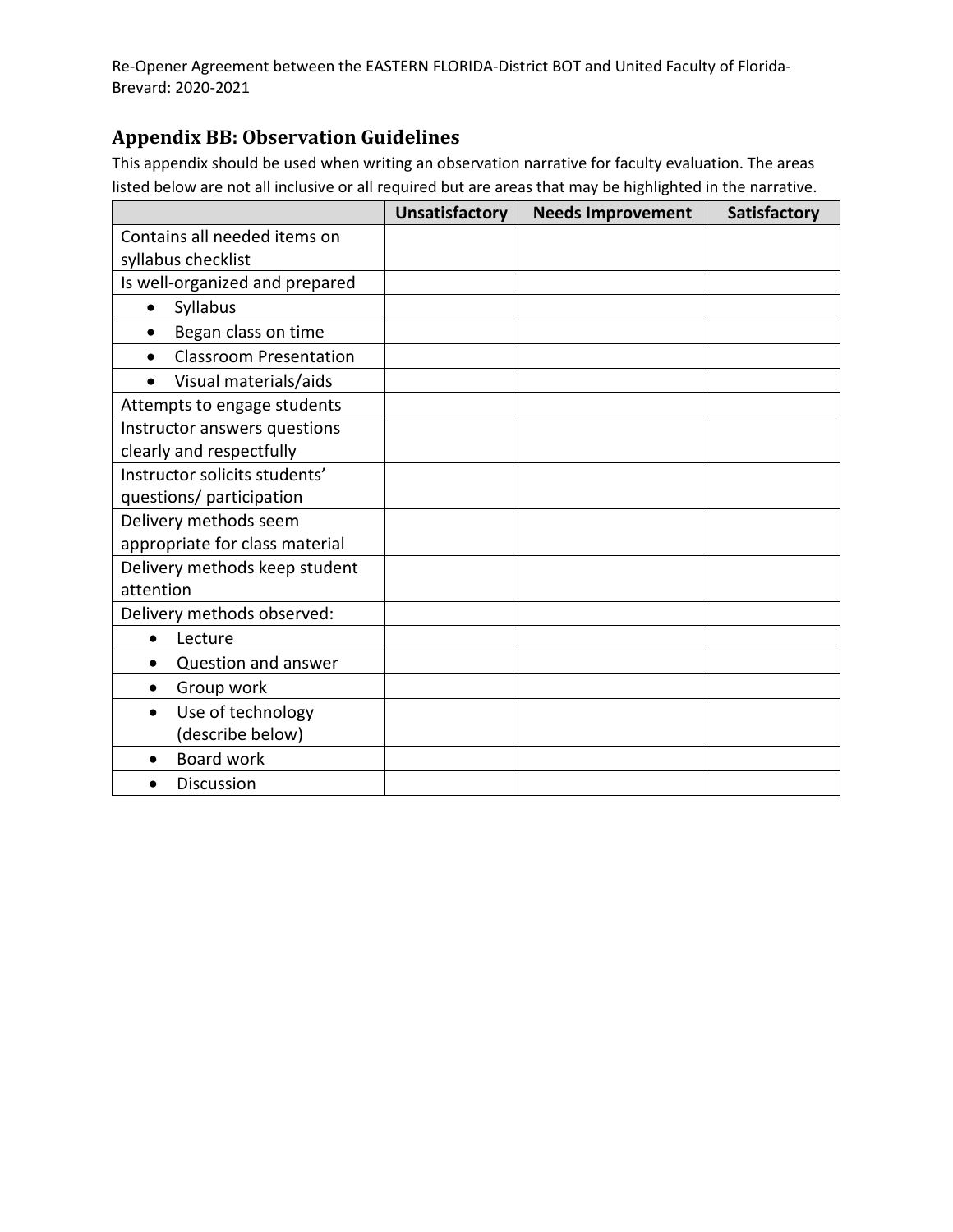## Appendix BB: Observation Guidelines

This appendix should be used when writing an observation narrative for faculty evaluation. The areas listed below are not all inclusive or all required but are areas that may be highlighted in the narrative.

| | Unsatisfactory | Needs Improvement | Satisfactory |
|---|---|---|---|
| Contains all needed items on syllabus checklist | | | |
| Is well-organized and prepared | | | |
| • Syllabus | | | |
| • Began class on time | | | |
| • Classroom Presentation | | | |
| • Visual materials/aids | | | |
| Attempts to engage students | | | |
| Instructor answers questions clearly and respectfully | | | |
| Instructor solicits students' questions/ participation | | | |
| Delivery methods seem appropriate for class material | | | |
| Delivery methods keep student attention | | | |
| Delivery methods observed: | | | |
| • Lecture | | | |
| • Question and answer | | | |
| • Group work | | | |
| • Use of technology (describe below) | | | |
| • Board work | | | |
| • Discussion | | | |